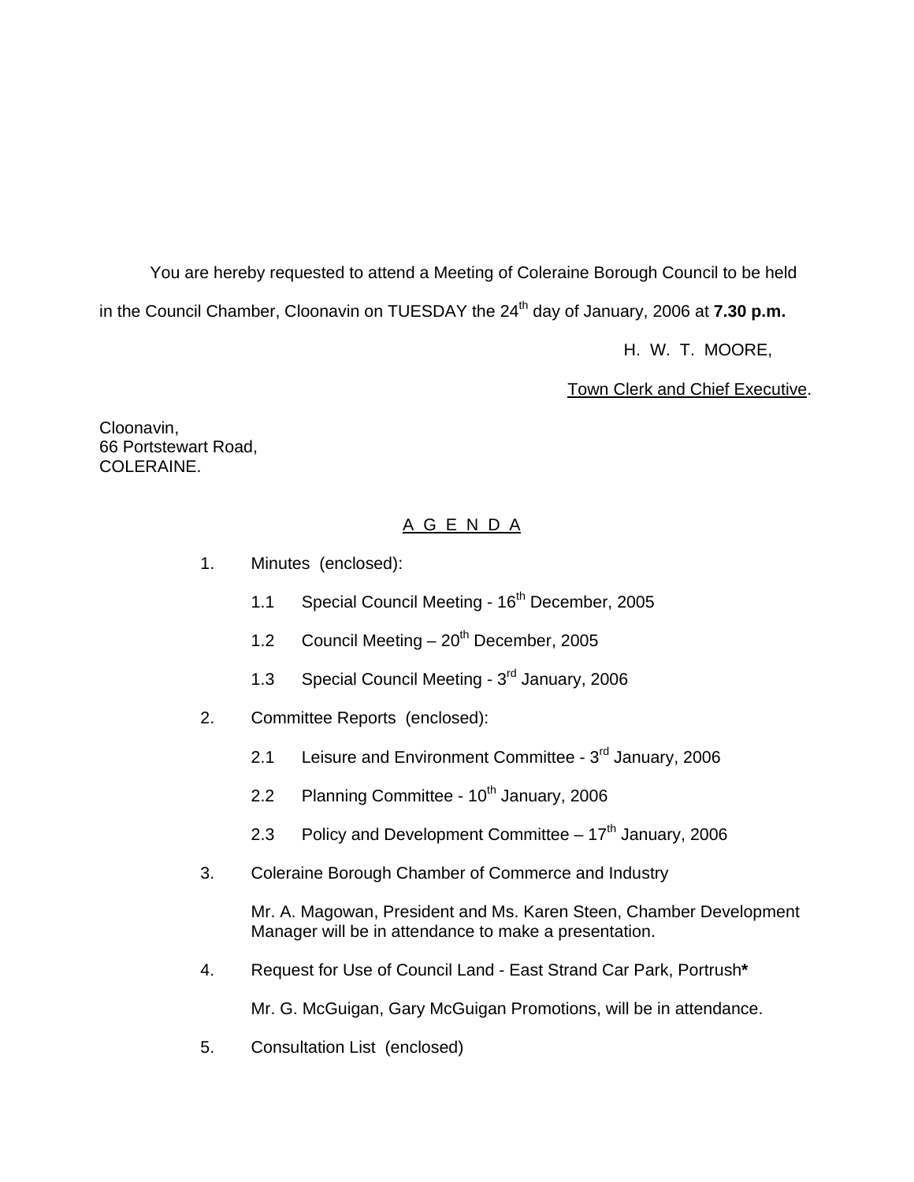You are hereby requested to attend a Meeting of Coleraine Borough Council to be held in the Council Chamber, Cloonavin on TUESDAY the 24th day of January, 2006 at **7.30 p.m.**

H. W. T. MOORE,

Town Clerk and Chief Executive.

Cloonavin,
66 Portstewart Road,
COLERAINE.

## A G E N D A

1. Minutes (enclosed):

   1.1 Special Council Meeting - 16th December, 2005

   1.2 Council Meeting – 20th December, 2005

   1.3 Special Council Meeting - 3rd January, 2006

2. Committee Reports (enclosed):

   2.1 Leisure and Environment Committee - 3rd January, 2006

   2.2 Planning Committee - 10th January, 2006

   2.3 Policy and Development Committee – 17th January, 2006

3. Coleraine Borough Chamber of Commerce and Industry

   Mr. A. Magowan, President and Ms. Karen Steen, Chamber Development Manager will be in attendance to make a presentation.

4. Request for Use of Council Land - East Strand Car Park, Portrush**\***

   Mr. G. McGuigan, Gary McGuigan Promotions, will be in attendance.

5. Consultation List (enclosed)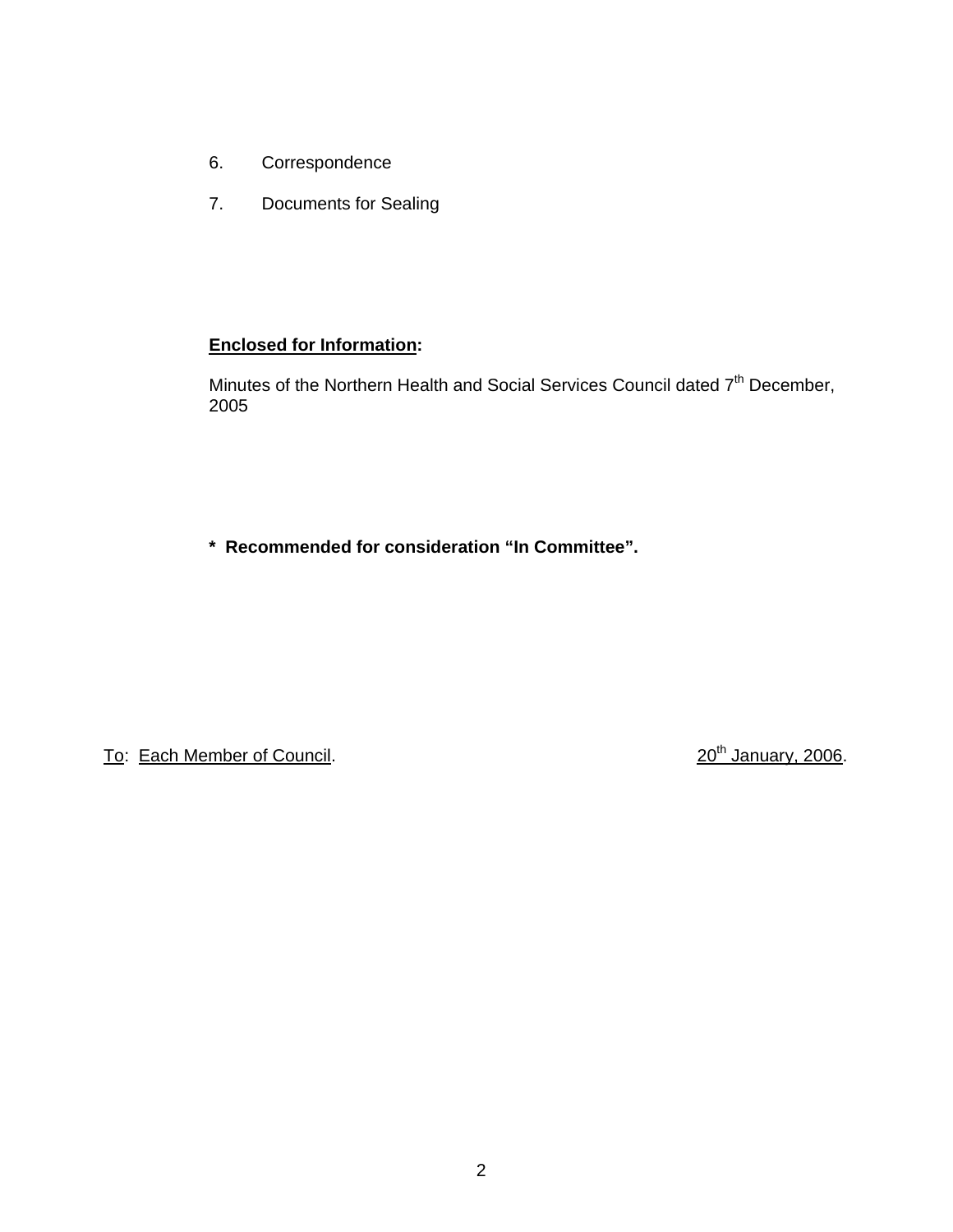6. Correspondence

7. Documents for Sealing

**Enclosed for Information:**

Minutes of the Northern Health and Social Services Council dated 7th December, 2005

**\* Recommended for consideration "In Committee".**

To: Each Member of Council. 20th January, 2006.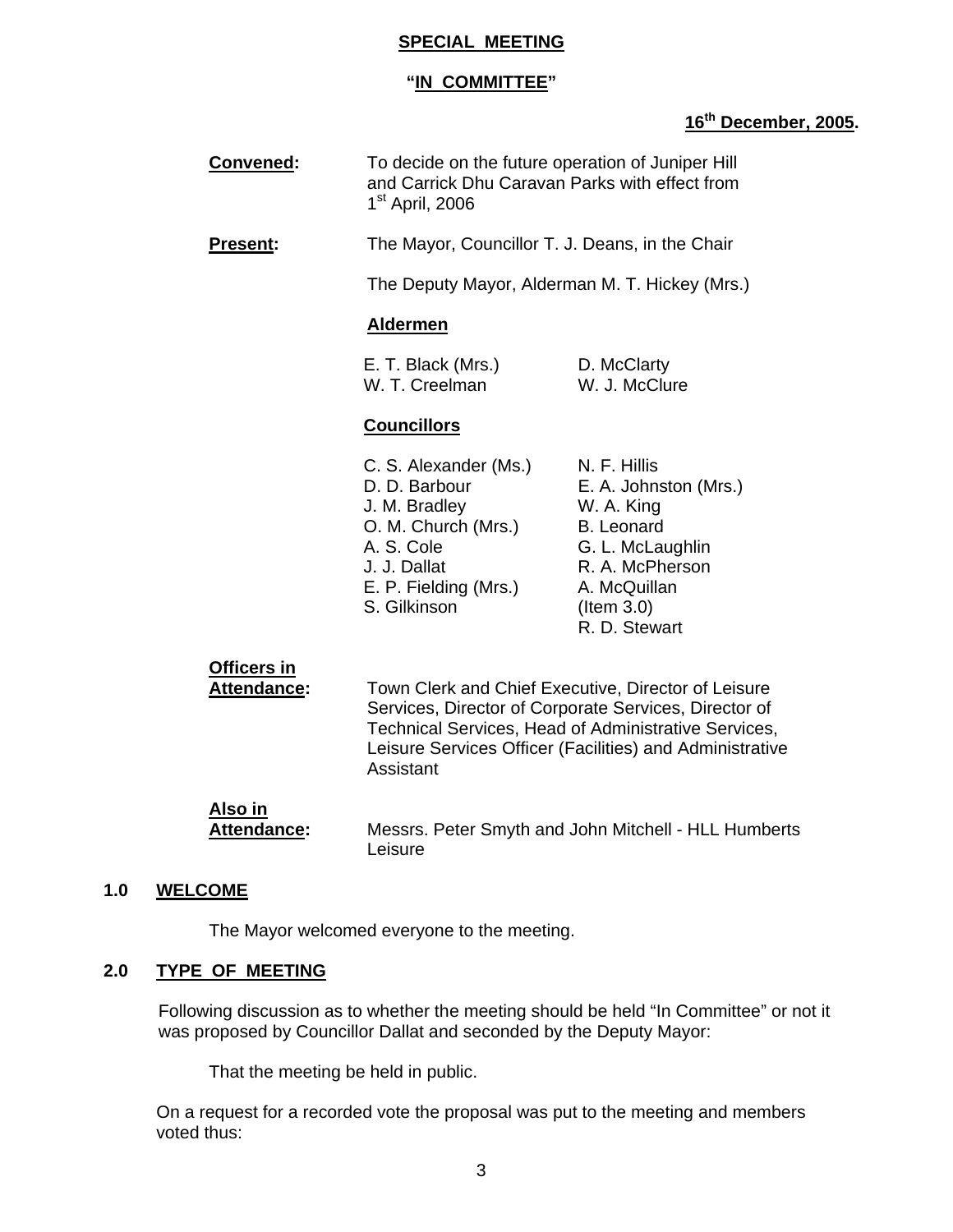**SPECIAL MEETING**

**"IN COMMITTEE"**

**16th December, 2005.**

**Convened:** To decide on the future operation of Juniper Hill and Carrick Dhu Caravan Parks with effect from 1st April, 2006

**Present:** The Mayor, Councillor T. J. Deans, in the Chair

The Deputy Mayor, Alderman M. T. Hickey (Mrs.)

**Aldermen**

| | |
|---|---|
| E. T. Black (Mrs.) | D. McClarty |
| W. T. Creelman | W. J. McClure |

**Councillors**

| | |
|---|---|
| C. S. Alexander (Ms.) | N. F. Hillis |
| D. D. Barbour | E. A. Johnston (Mrs.) |
| J. M. Bradley | W. A. King |
| O. M. Church (Mrs.) | B. Leonard |
| A. S. Cole | G. L. McLaughlin |
| J. J. Dallat | R. A. McPherson |
| E. P. Fielding (Mrs.) | A. McQuillan (Item 3.0) |
| S. Gilkinson | R. D. Stewart |

**Officers in Attendance:** Town Clerk and Chief Executive, Director of Leisure Services, Director of Corporate Services, Director of Technical Services, Head of Administrative Services, Leisure Services Officer (Facilities) and Administrative Assistant

**Also in Attendance:** Messrs. Peter Smyth and John Mitchell - HLL Humberts Leisure

## 1.0 WELCOME

The Mayor welcomed everyone to the meeting.

## 2.0 TYPE OF MEETING

Following discussion as to whether the meeting should be held "In Committee" or not it was proposed by Councillor Dallat and seconded by the Deputy Mayor:

That the meeting be held in public.

On a request for a recorded vote the proposal was put to the meeting and members voted thus: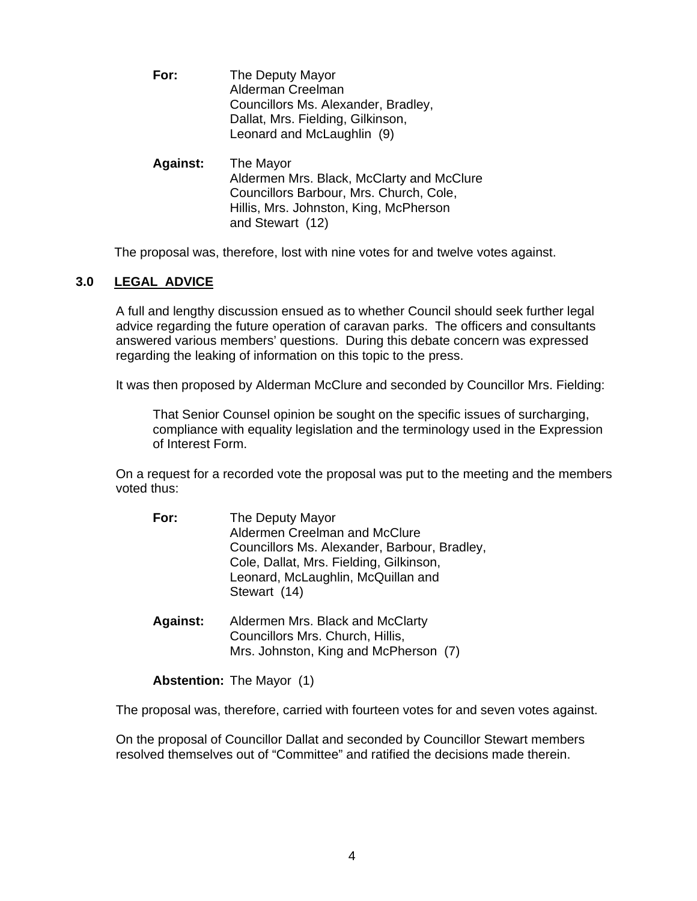**For:** The Deputy Mayor
Alderman Creelman
Councillors Ms. Alexander, Bradley, Dallat, Mrs. Fielding, Gilkinson, Leonard and McLaughlin (9)

**Against:** The Mayor
Aldermen Mrs. Black, McClarty and McClure
Councillors Barbour, Mrs. Church, Cole, Hillis, Mrs. Johnston, King, McPherson and Stewart (12)

The proposal was, therefore, lost with nine votes for and twelve votes against.

## 3.0 LEGAL ADVICE

A full and lengthy discussion ensued as to whether Council should seek further legal advice regarding the future operation of caravan parks. The officers and consultants answered various members' questions. During this debate concern was expressed regarding the leaking of information on this topic to the press.

It was then proposed by Alderman McClure and seconded by Councillor Mrs. Fielding:

> That Senior Counsel opinion be sought on the specific issues of surcharging, compliance with equality legislation and the terminology used in the Expression of Interest Form.

On a request for a recorded vote the proposal was put to the meeting and the members voted thus:

**For:** The Deputy Mayor
Aldermen Creelman and McClure
Councillors Ms. Alexander, Barbour, Bradley, Cole, Dallat, Mrs. Fielding, Gilkinson, Leonard, McLaughlin, McQuillan and Stewart (14)

**Against:** Aldermen Mrs. Black and McClarty
Councillors Mrs. Church, Hillis, Mrs. Johnston, King and McPherson (7)

**Abstention:** The Mayor (1)

The proposal was, therefore, carried with fourteen votes for and seven votes against.

On the proposal of Councillor Dallat and seconded by Councillor Stewart members resolved themselves out of "Committee" and ratified the decisions made therein.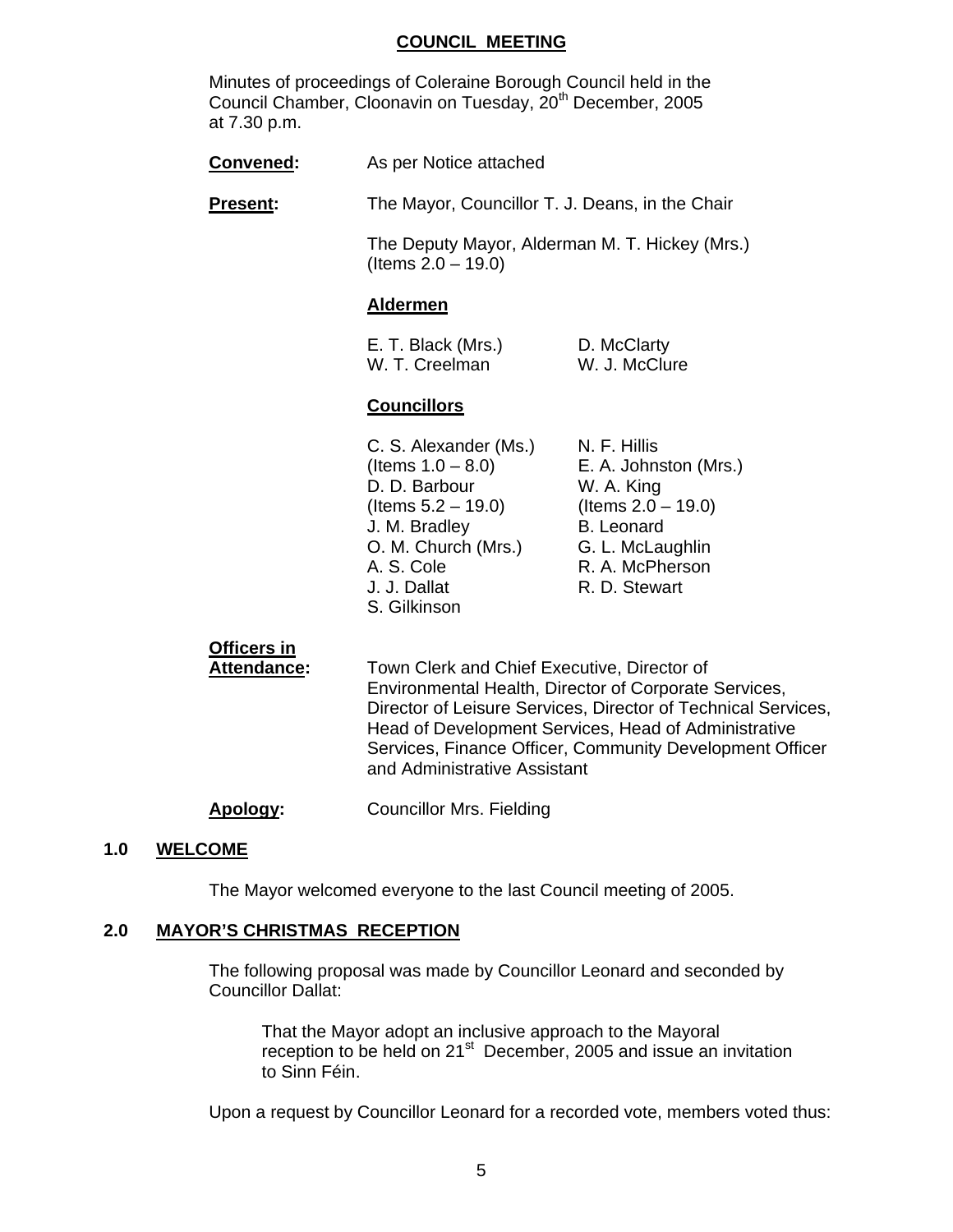# COUNCIL MEETING

Minutes of proceedings of Coleraine Borough Council held in the Council Chamber, Cloonavin on Tuesday, 20th December, 2005 at 7.30 p.m.

**Convened:** As per Notice attached

**Present:** The Mayor, Councillor T. J. Deans, in the Chair

The Deputy Mayor, Alderman M. T. Hickey (Mrs.) (Items 2.0 – 19.0)

**Aldermen**

E. T. Black (Mrs.)
W. T. Creelman
D. McClarty
W. J. McClure

**Councillors**

C. S. Alexander (Ms.) (Items 1.0 – 8.0)
D. D. Barbour (Items 5.2 – 19.0)
J. M. Bradley
O. M. Church (Mrs.)
A. S. Cole
J. J. Dallat
S. Gilkinson
N. F. Hillis
E. A. Johnston (Mrs.)
W. A. King (Items 2.0 – 19.0)
B. Leonard
G. L. McLaughlin
R. A. McPherson
R. D. Stewart

**Officers in Attendance:** Town Clerk and Chief Executive, Director of Environmental Health, Director of Corporate Services, Director of Leisure Services, Director of Technical Services, Head of Development Services, Head of Administrative Services, Finance Officer, Community Development Officer and Administrative Assistant

**Apology:** Councillor Mrs. Fielding

## 1.0 WELCOME

The Mayor welcomed everyone to the last Council meeting of 2005.

## 2.0 MAYOR'S CHRISTMAS RECEPTION

The following proposal was made by Councillor Leonard and seconded by Councillor Dallat:

> That the Mayor adopt an inclusive approach to the Mayoral reception to be held on 21st December, 2005 and issue an invitation to Sinn Féin.

Upon a request by Councillor Leonard for a recorded vote, members voted thus: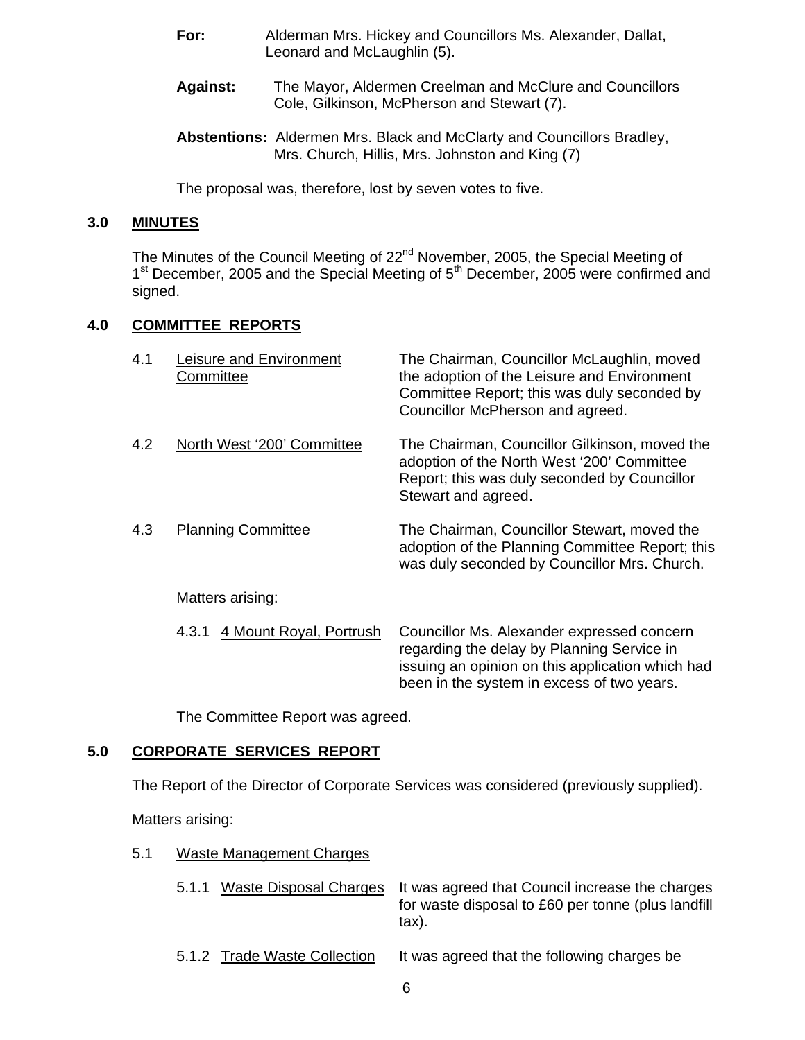**For:** Alderman Mrs. Hickey and Councillors Ms. Alexander, Dallat, Leonard and McLaughlin (5).

**Against:** The Mayor, Aldermen Creelman and McClure and Councillors Cole, Gilkinson, McPherson and Stewart (7).

**Abstentions:** Aldermen Mrs. Black and McClarty and Councillors Bradley, Mrs. Church, Hillis, Mrs. Johnston and King (7)

The proposal was, therefore, lost by seven votes to five.

## 3.0 MINUTES

The Minutes of the Council Meeting of 22nd November, 2005, the Special Meeting of 1st December, 2005 and the Special Meeting of 5th December, 2005 were confirmed and signed.

## 4.0 COMMITTEE REPORTS

4.1 Leisure and Environment Committee — The Chairman, Councillor McLaughlin, moved the adoption of the Leisure and Environment Committee Report; this was duly seconded by Councillor McPherson and agreed.

4.2 North West '200' Committee — The Chairman, Councillor Gilkinson, moved the adoption of the North West '200' Committee Report; this was duly seconded by Councillor Stewart and agreed.

4.3 Planning Committee — The Chairman, Councillor Stewart, moved the adoption of the Planning Committee Report; this was duly seconded by Councillor Mrs. Church.

Matters arising:

4.3.1 4 Mount Royal, Portrush — Councillor Ms. Alexander expressed concern regarding the delay by Planning Service in issuing an opinion on this application which had been in the system in excess of two years.

The Committee Report was agreed.

## 5.0 CORPORATE SERVICES REPORT

The Report of the Director of Corporate Services was considered (previously supplied).

Matters arising:

5.1 Waste Management Charges

5.1.1 Waste Disposal Charges — It was agreed that Council increase the charges for waste disposal to £60 per tonne (plus landfill tax).

5.1.2 Trade Waste Collection — It was agreed that the following charges be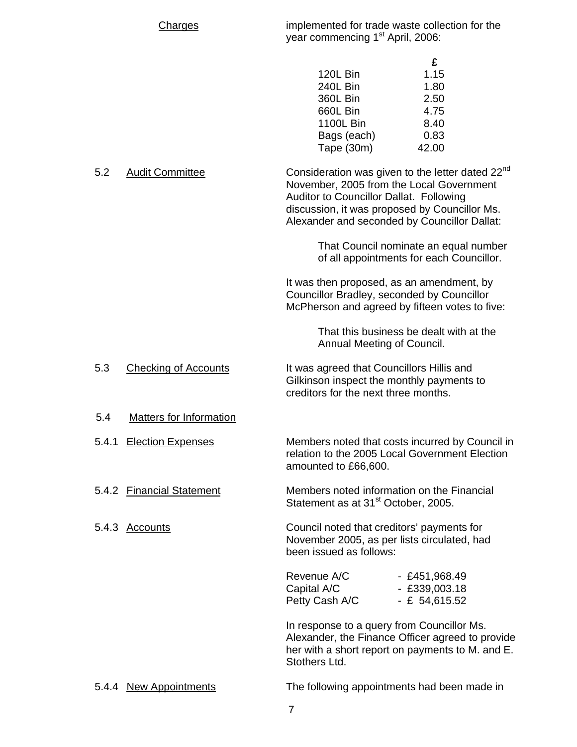Charges implemented for trade waste collection for the year commencing 1st April, 2006:

| | £ |
|---|---|
| 120L Bin | 1.15 |
| 240L Bin | 1.80 |
| 360L Bin | 2.50 |
| 660L Bin | 4.75 |
| 1100L Bin | 8.40 |
| Bags (each) | 0.83 |
| Tape (30m) | 42.00 |

5.2 Audit Committee

Consideration was given to the letter dated 22nd November, 2005 from the Local Government Auditor to Councillor Dallat. Following discussion, it was proposed by Councillor Ms. Alexander and seconded by Councillor Dallat:

> That Council nominate an equal number of all appointments for each Councillor.

It was then proposed, as an amendment, by Councillor Bradley, seconded by Councillor McPherson and agreed by fifteen votes to five:

> That this business be dealt with at the Annual Meeting of Council.

5.3 Checking of Accounts

It was agreed that Councillors Hillis and Gilkinson inspect the monthly payments to creditors for the next three months.

5.4 Matters for Information

5.4.1 Election Expenses

Members noted that costs incurred by Council in relation to the 2005 Local Government Election amounted to £66,600.

5.4.2 Financial Statement

Members noted information on the Financial Statement as at 31st October, 2005.

5.4.3 Accounts

Council noted that creditors' payments for November 2005, as per lists circulated, had been issued as follows:

| | |
|---|---|
| Revenue A/C | - £451,968.49 |
| Capital A/C | - £339,003.18 |
| Petty Cash A/C | - £ 54,615.52 |

In response to a query from Councillor Ms. Alexander, the Finance Officer agreed to provide her with a short report on payments to M. and E. Stothers Ltd.

5.4.4 New Appointments

The following appointments had been made in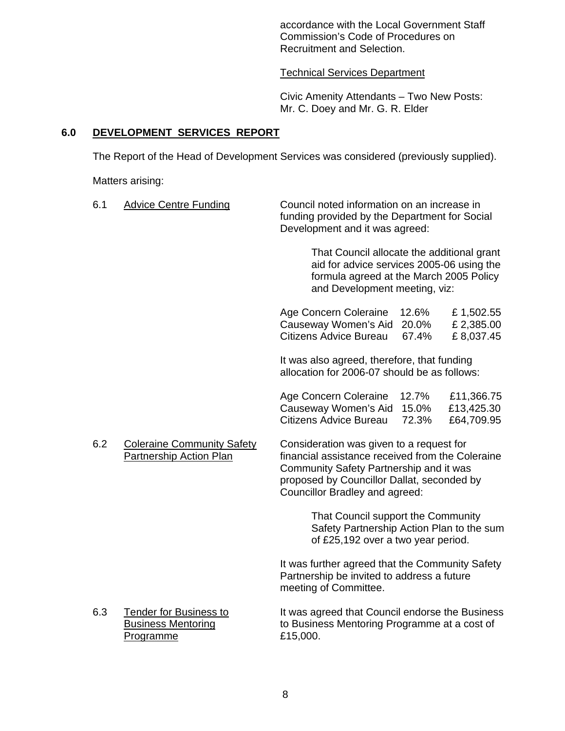accordance with the Local Government Staff Commission's Code of Procedures on Recruitment and Selection.

Technical Services Department

Civic Amenity Attendants – Two New Posts: Mr. C. Doey and Mr. G. R. Elder

## 6.0 DEVELOPMENT SERVICES REPORT

The Report of the Head of Development Services was considered (previously supplied).

Matters arising:

6.1 Advice Centre Funding

Council noted information on an increase in funding provided by the Department for Social Development and it was agreed:

> That Council allocate the additional grant aid for advice services 2005-06 using the formula agreed at the March 2005 Policy and Development meeting, viz:

| | | |
|---|---|---|
| Age Concern Coleraine | 12.6% | £ 1,502.55 |
| Causeway Women's Aid | 20.0% | £ 2,385.00 |
| Citizens Advice Bureau | 67.4% | £ 8,037.45 |

It was also agreed, therefore, that funding allocation for 2006-07 should be as follows:

| | | |
|---|---|---|
| Age Concern Coleraine | 12.7% | £11,366.75 |
| Causeway Women's Aid | 15.0% | £13,425.30 |
| Citizens Advice Bureau | 72.3% | £64,709.95 |

6.2 Coleraine Community Safety Partnership Action Plan

Consideration was given to a request for financial assistance received from the Coleraine Community Safety Partnership and it was proposed by Councillor Dallat, seconded by Councillor Bradley and agreed:

> That Council support the Community Safety Partnership Action Plan to the sum of £25,192 over a two year period.

It was further agreed that the Community Safety Partnership be invited to address a future meeting of Committee.

6.3 Tender for Business to Business Mentoring Programme

It was agreed that Council endorse the Business to Business Mentoring Programme at a cost of £15,000.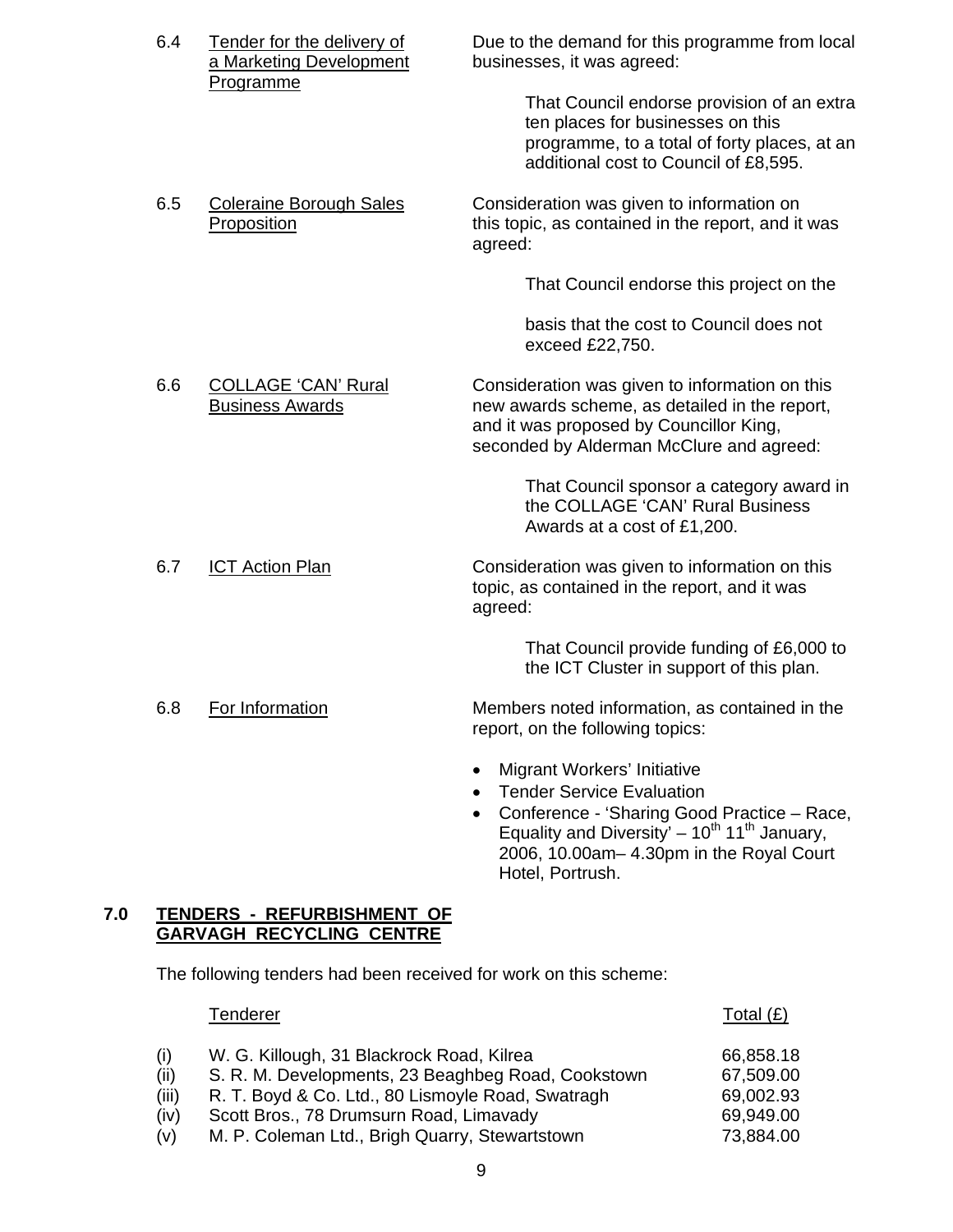6.4 Tender for the delivery of a Marketing Development Programme

Due to the demand for this programme from local businesses, it was agreed:

> That Council endorse provision of an extra ten places for businesses on this programme, to a total of forty places, at an additional cost to Council of £8,595.

6.5 Coleraine Borough Sales Proposition

Consideration was given to information on this topic, as contained in the report, and it was agreed:

> That Council endorse this project on the
>
> basis that the cost to Council does not exceed £22,750.

6.6 COLLAGE 'CAN' Rural Business Awards

Consideration was given to information on this new awards scheme, as detailed in the report, and it was proposed by Councillor King, seconded by Alderman McClure and agreed:

> That Council sponsor a category award in the COLLAGE 'CAN' Rural Business Awards at a cost of £1,200.

6.7 ICT Action Plan

Consideration was given to information on this topic, as contained in the report, and it was agreed:

> That Council provide funding of £6,000 to the ICT Cluster in support of this plan.

6.8 For Information

Members noted information, as contained in the report, on the following topics:

- Migrant Workers' Initiative
- Tender Service Evaluation
- Conference - 'Sharing Good Practice – Race, Equality and Diversity' – 10th 11th January, 2006, 10.00am– 4.30pm in the Royal Court Hotel, Portrush.

## 7.0 TENDERS - REFURBISHMENT OF GARVAGH RECYCLING CENTRE

The following tenders had been received for work on this scheme:

| | Tenderer | Total (£) |
|---|---|---|
| (i) | W. G. Killough, 31 Blackrock Road, Kilrea | 66,858.18 |
| (ii) | S. R. M. Developments, 23 Beaghbeg Road, Cookstown | 67,509.00 |
| (iii) | R. T. Boyd & Co. Ltd., 80 Lismoyle Road, Swatragh | 69,002.93 |
| (iv) | Scott Bros., 78 Drumsurn Road, Limavady | 69,949.00 |
| (v) | M. P. Coleman Ltd., Brigh Quarry, Stewartstown | 73,884.00 |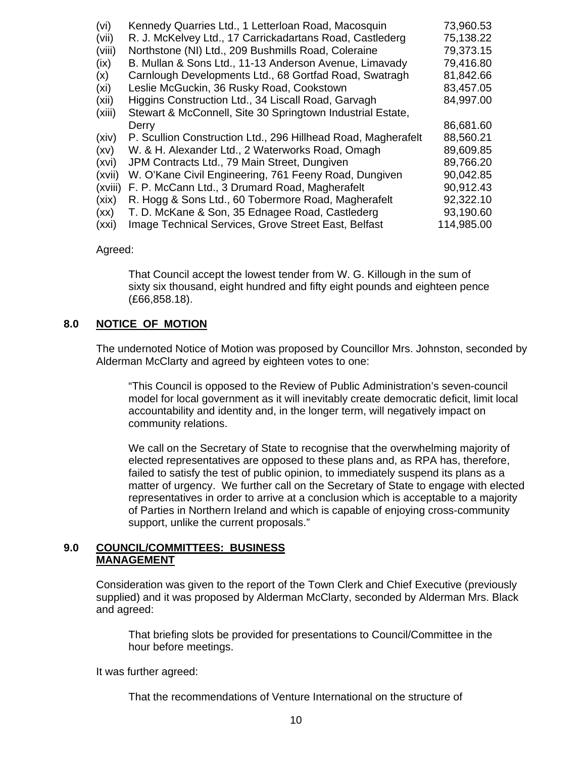| | | |
|---|---|---|
| (vi) | Kennedy Quarries Ltd., 1 Letterloan Road, Macosquin | 73,960.53 |
| (vii) | R. J. McKelvey Ltd., 17 Carrickadartans Road, Castlederg | 75,138.22 |
| (viii) | Northstone (NI) Ltd., 209 Bushmills Road, Coleraine | 79,373.15 |
| (ix) | B. Mullan & Sons Ltd., 11-13 Anderson Avenue, Limavady | 79,416.80 |
| (x) | Carnlough Developments Ltd., 68 Gortfad Road, Swatragh | 81,842.66 |
| (xi) | Leslie McGuckin, 36 Rusky Road, Cookstown | 83,457.05 |
| (xii) | Higgins Construction Ltd., 34 Liscall Road, Garvagh | 84,997.00 |
| (xiii) | Stewart & McConnell, Site 30 Springtown Industrial Estate, Derry | 86,681.60 |
| (xiv) | P. Scullion Construction Ltd., 296 Hillhead Road, Magherafelt | 88,560.21 |
| (xv) | W. & H. Alexander Ltd., 2 Waterworks Road, Omagh | 89,609.85 |
| (xvi) | JPM Contracts Ltd., 79 Main Street, Dungiven | 89,766.20 |
| (xvii) | W. O'Kane Civil Engineering, 761 Feeny Road, Dungiven | 90,042.85 |
| (xviii) | F. P. McCann Ltd., 3 Drumard Road, Magherafelt | 90,912.43 |
| (xix) | R. Hogg & Sons Ltd., 60 Tobermore Road, Magherafelt | 92,322.10 |
| (xx) | T. D. McKane & Son, 35 Ednagee Road, Castlederg | 93,190.60 |
| (xxi) | Image Technical Services, Grove Street East, Belfast | 114,985.00 |

Agreed:

> That Council accept the lowest tender from W. G. Killough in the sum of sixty six thousand, eight hundred and fifty eight pounds and eighteen pence (£66,858.18).

## 8.0 NOTICE OF MOTION

The undernoted Notice of Motion was proposed by Councillor Mrs. Johnston, seconded by Alderman McClarty and agreed by eighteen votes to one:

> "This Council is opposed to the Review of Public Administration's seven-council model for local government as it will inevitably create democratic deficit, limit local accountability and identity and, in the longer term, will negatively impact on community relations.
>
> We call on the Secretary of State to recognise that the overwhelming majority of elected representatives are opposed to these plans and, as RPA has, therefore, failed to satisfy the test of public opinion, to immediately suspend its plans as a matter of urgency. We further call on the Secretary of State to engage with elected representatives in order to arrive at a conclusion which is acceptable to a majority of Parties in Northern Ireland and which is capable of enjoying cross-community support, unlike the current proposals."

## 9.0 COUNCIL/COMMITTEES: BUSINESS MANAGEMENT

Consideration was given to the report of the Town Clerk and Chief Executive (previously supplied) and it was proposed by Alderman McClarty, seconded by Alderman Mrs. Black and agreed:

> That briefing slots be provided for presentations to Council/Committee in the hour before meetings.

It was further agreed:

> That the recommendations of Venture International on the structure of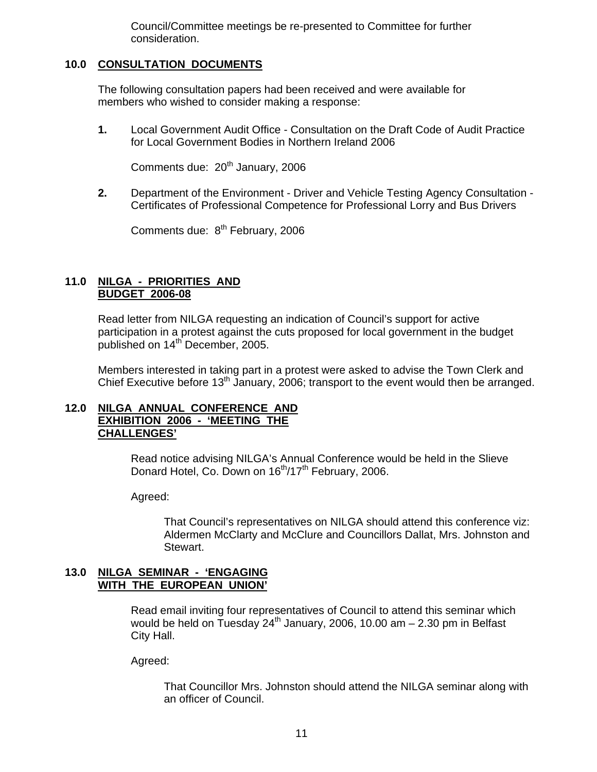Council/Committee meetings be re-presented to Committee for further consideration.

## 10.0 CONSULTATION DOCUMENTS

The following consultation papers had been received and were available for members who wished to consider making a response:

**1.** Local Government Audit Office - Consultation on the Draft Code of Audit Practice for Local Government Bodies in Northern Ireland 2006

Comments due: 20th January, 2006

**2.** Department of the Environment - Driver and Vehicle Testing Agency Consultation - Certificates of Professional Competence for Professional Lorry and Bus Drivers

Comments due: 8th February, 2006

## 11.0 NILGA - PRIORITIES AND BUDGET 2006-08

Read letter from NILGA requesting an indication of Council's support for active participation in a protest against the cuts proposed for local government in the budget published on 14th December, 2005.

Members interested in taking part in a protest were asked to advise the Town Clerk and Chief Executive before 13th January, 2006; transport to the event would then be arranged.

## 12.0 NILGA ANNUAL CONFERENCE AND EXHIBITION 2006 - 'MEETING THE CHALLENGES'

Read notice advising NILGA's Annual Conference would be held in the Slieve Donard Hotel, Co. Down on 16th/17th February, 2006.

Agreed:

> That Council's representatives on NILGA should attend this conference viz: Aldermen McClarty and McClure and Councillors Dallat, Mrs. Johnston and Stewart.

## 13.0 NILGA SEMINAR - 'ENGAGING WITH THE EUROPEAN UNION'

Read email inviting four representatives of Council to attend this seminar which would be held on Tuesday 24th January, 2006, 10.00 am – 2.30 pm in Belfast City Hall.

Agreed:

> That Councillor Mrs. Johnston should attend the NILGA seminar along with an officer of Council.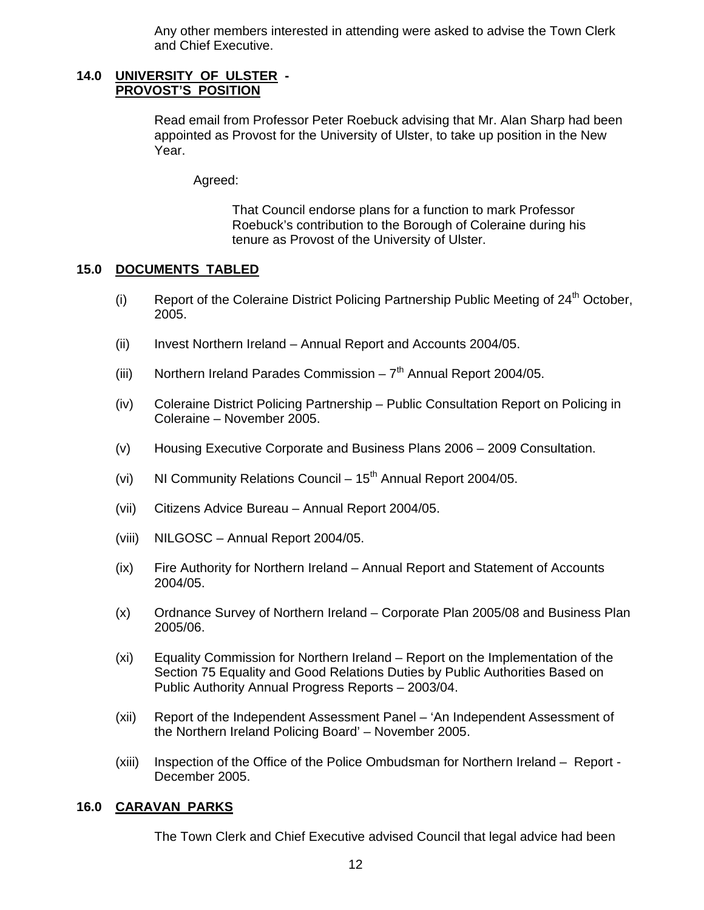Any other members interested in attending were asked to advise the Town Clerk and Chief Executive.

## 14.0 UNIVERSITY OF ULSTER - PROVOST'S POSITION

Read email from Professor Peter Roebuck advising that Mr. Alan Sharp had been appointed as Provost for the University of Ulster, to take up position in the New Year.

Agreed:

That Council endorse plans for a function to mark Professor Roebuck's contribution to the Borough of Coleraine during his tenure as Provost of the University of Ulster.

## 15.0 DOCUMENTS TABLED

(i) Report of the Coleraine District Policing Partnership Public Meeting of 24th October, 2005.

(ii) Invest Northern Ireland – Annual Report and Accounts 2004/05.

(iii) Northern Ireland Parades Commission – 7th Annual Report 2004/05.

(iv) Coleraine District Policing Partnership – Public Consultation Report on Policing in Coleraine – November 2005.

(v) Housing Executive Corporate and Business Plans 2006 – 2009 Consultation.

(vi) NI Community Relations Council – 15th Annual Report 2004/05.

(vii) Citizens Advice Bureau – Annual Report 2004/05.

(viii) NILGOSC – Annual Report 2004/05.

(ix) Fire Authority for Northern Ireland – Annual Report and Statement of Accounts 2004/05.

(x) Ordnance Survey of Northern Ireland – Corporate Plan 2005/08 and Business Plan 2005/06.

(xi) Equality Commission for Northern Ireland – Report on the Implementation of the Section 75 Equality and Good Relations Duties by Public Authorities Based on Public Authority Annual Progress Reports – 2003/04.

(xii) Report of the Independent Assessment Panel – 'An Independent Assessment of the Northern Ireland Policing Board' – November 2005.

(xiii) Inspection of the Office of the Police Ombudsman for Northern Ireland – Report - December 2005.

## 16.0 CARAVAN PARKS

The Town Clerk and Chief Executive advised Council that legal advice had been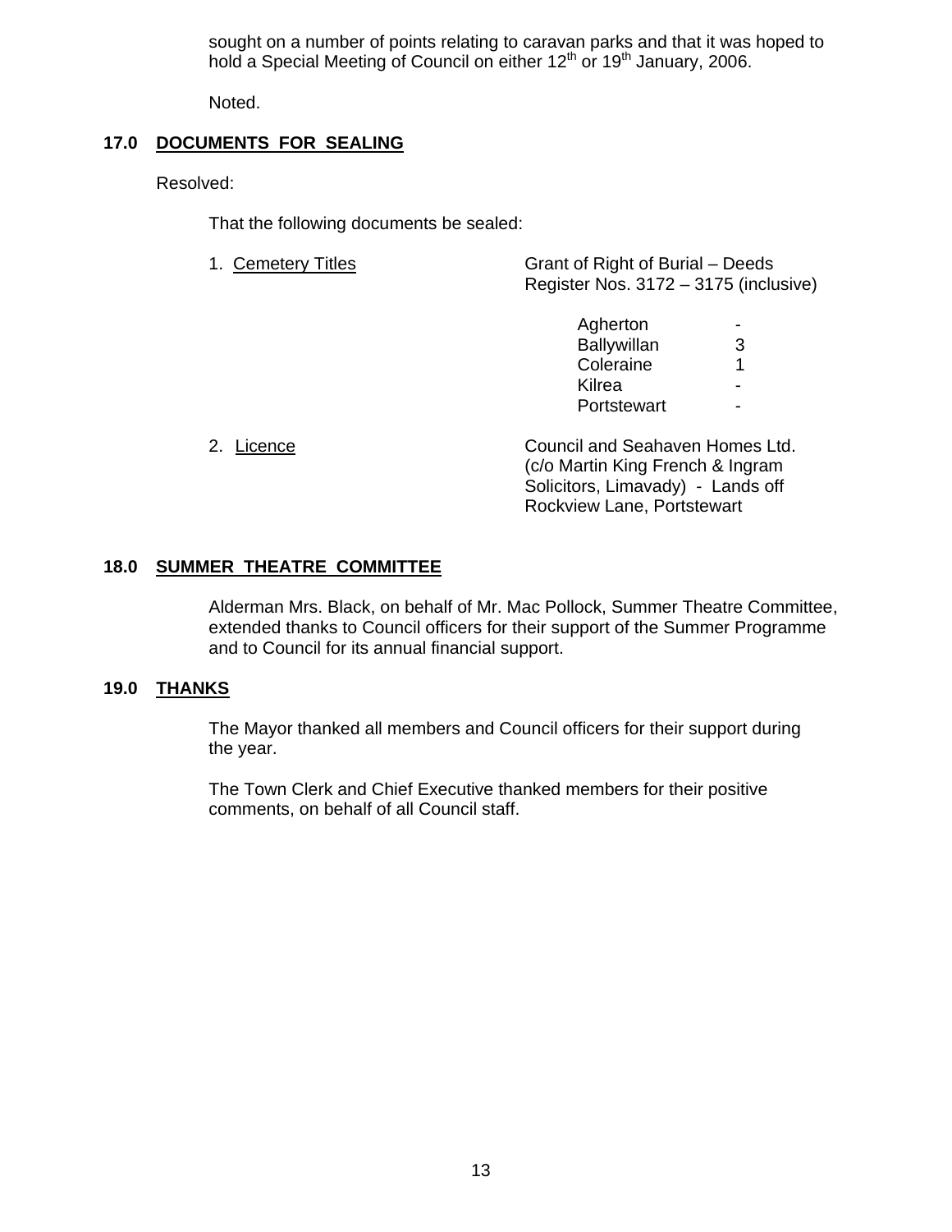sought on a number of points relating to caravan parks and that it was hoped to hold a Special Meeting of Council on either 12th or 19th January, 2006.

Noted.

## 17.0 DOCUMENTS FOR SEALING

Resolved:

That the following documents be sealed:

1. Cemetery Titles — Grant of Right of Burial – Deeds Register Nos. 3172 – 3175 (inclusive)

| | |
|---|---|
| Agherton | - |
| Ballywillan | 3 |
| Coleraine | 1 |
| Kilrea | - |
| Portstewart | - |

2. Licence — Council and Seahaven Homes Ltd. (c/o Martin King French & Ingram Solicitors, Limavady) - Lands off Rockview Lane, Portstewart

## 18.0 SUMMER THEATRE COMMITTEE

Alderman Mrs. Black, on behalf of Mr. Mac Pollock, Summer Theatre Committee, extended thanks to Council officers for their support of the Summer Programme and to Council for its annual financial support.

## 19.0 THANKS

The Mayor thanked all members and Council officers for their support during the year.

The Town Clerk and Chief Executive thanked members for their positive comments, on behalf of all Council staff.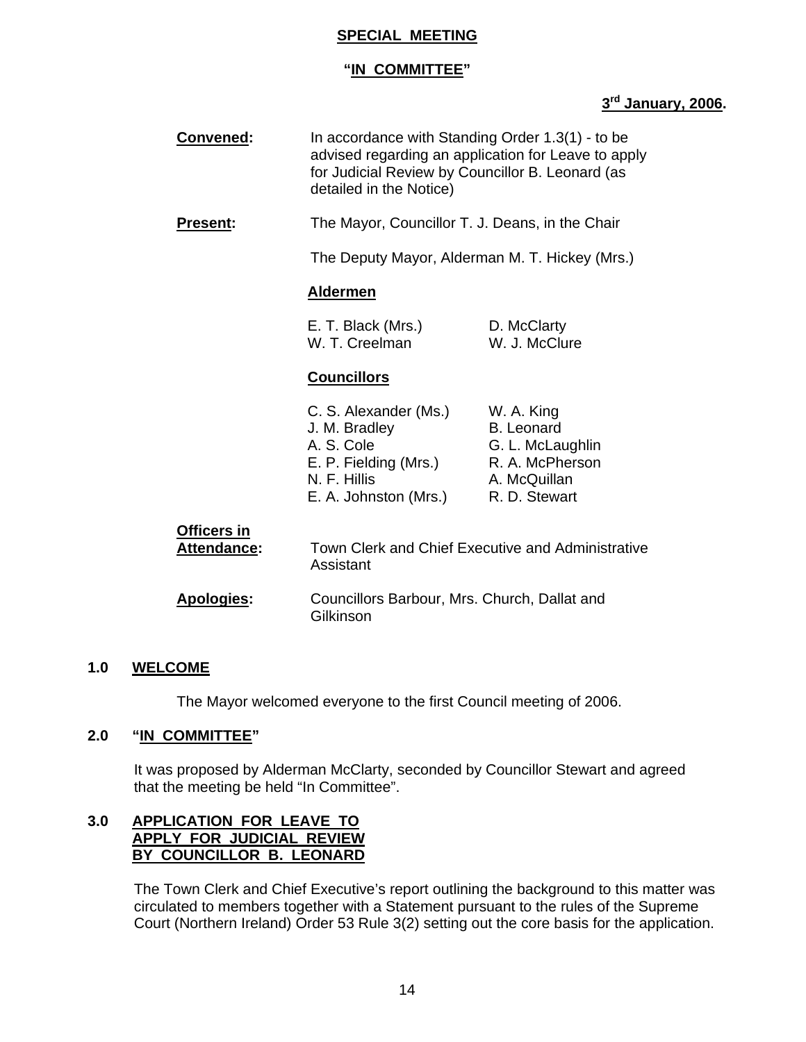**SPECIAL MEETING**

**"IN COMMITTEE"**

**3rd January, 2006.**

**Convened:** In accordance with Standing Order 1.3(1) - to be advised regarding an application for Leave to apply for Judicial Review by Councillor B. Leonard (as detailed in the Notice)

**Present:** The Mayor, Councillor T. J. Deans, in the Chair

The Deputy Mayor, Alderman M. T. Hickey (Mrs.)

**Aldermen**

E. T. Black (Mrs.)
D. McClarty
W. T. Creelman
W. J. McClure

**Councillors**

C. S. Alexander (Ms.)
W. A. King
J. M. Bradley
B. Leonard
A. S. Cole
G. L. McLaughlin
E. P. Fielding (Mrs.)
R. A. McPherson
N. F. Hillis
A. McQuillan
E. A. Johnston (Mrs.)
R. D. Stewart

**Officers in Attendance:** Town Clerk and Chief Executive and Administrative Assistant

**Apologies:** Councillors Barbour, Mrs. Church, Dallat and Gilkinson

## 1.0 WELCOME

The Mayor welcomed everyone to the first Council meeting of 2006.

## 2.0 "IN COMMITTEE"

It was proposed by Alderman McClarty, seconded by Councillor Stewart and agreed that the meeting be held "In Committee".

## 3.0 APPLICATION FOR LEAVE TO APPLY FOR JUDICIAL REVIEW BY COUNCILLOR B. LEONARD

The Town Clerk and Chief Executive's report outlining the background to this matter was circulated to members together with a Statement pursuant to the rules of the Supreme Court (Northern Ireland) Order 53 Rule 3(2) setting out the core basis for the application.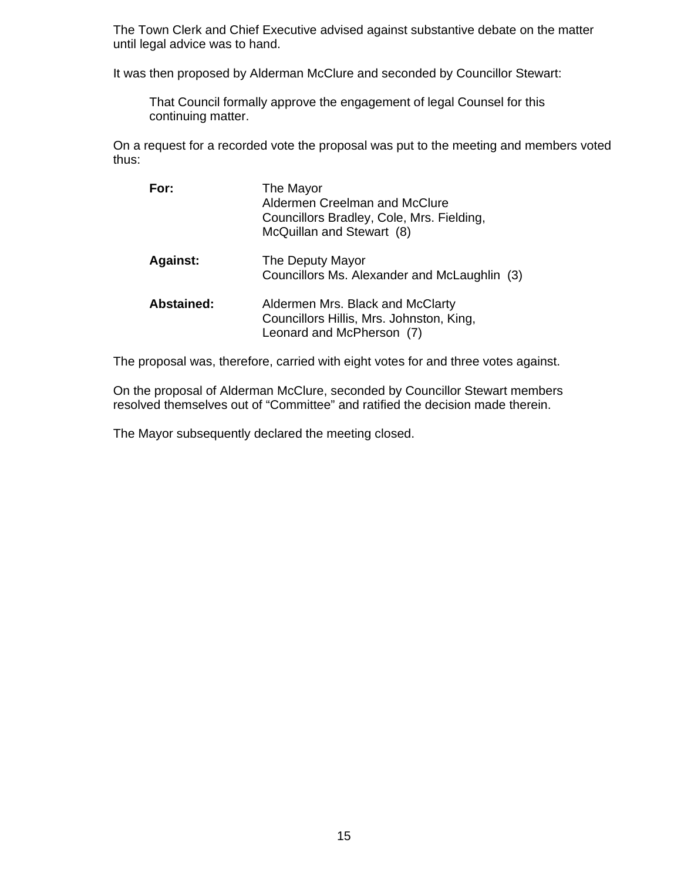The Town Clerk and Chief Executive advised against substantive debate on the matter until legal advice was to hand.

It was then proposed by Alderman McClure and seconded by Councillor Stewart:

> That Council formally approve the engagement of legal Counsel for this continuing matter.

On a request for a recorded vote the proposal was put to the meeting and members voted thus:

| | |
|---|---|
| **For:** | The Mayor<br>Aldermen Creelman and McClure<br>Councillors Bradley, Cole, Mrs. Fielding, McQuillan and Stewart (8) |
| **Against:** | The Deputy Mayor<br>Councillors Ms. Alexander and McLaughlin (3) |
| **Abstained:** | Aldermen Mrs. Black and McClarty<br>Councillors Hillis, Mrs. Johnston, King, Leonard and McPherson (7) |

The proposal was, therefore, carried with eight votes for and three votes against.

On the proposal of Alderman McClure, seconded by Councillor Stewart members resolved themselves out of "Committee" and ratified the decision made therein.

The Mayor subsequently declared the meeting closed.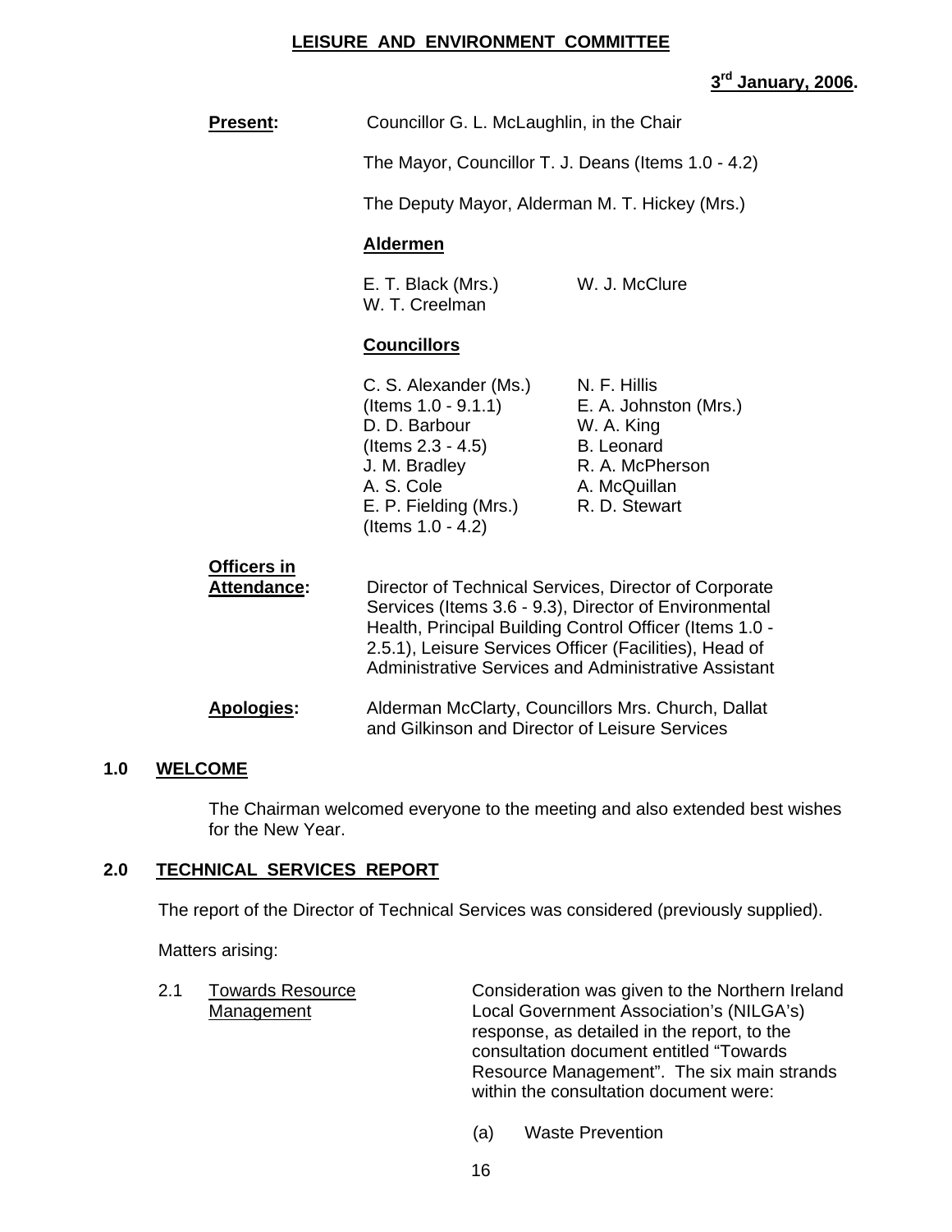# LEISURE AND ENVIRONMENT COMMITTEE

**3rd January, 2006.**

**Present:** Councillor G. L. McLaughlin, in the Chair

The Mayor, Councillor T. J. Deans (Items 1.0 - 4.2)

The Deputy Mayor, Alderman M. T. Hickey (Mrs.)

**Aldermen**

E. T. Black (Mrs.)
W. T. Creelman
W. J. McClure

**Councillors**

C. S. Alexander (Ms.) (Items 1.0 - 9.1.1)
D. D. Barbour (Items 2.3 - 4.5)
J. M. Bradley
A. S. Cole
E. P. Fielding (Mrs.) (Items 1.0 - 4.2)
N. F. Hillis
E. A. Johnston (Mrs.)
W. A. King
B. Leonard
R. A. McPherson
A. McQuillan
R. D. Stewart

**Officers in Attendance:** Director of Technical Services, Director of Corporate Services (Items 3.6 - 9.3), Director of Environmental Health, Principal Building Control Officer (Items 1.0 - 2.5.1), Leisure Services Officer (Facilities), Head of Administrative Services and Administrative Assistant

**Apologies:** Alderman McClarty, Councillors Mrs. Church, Dallat and Gilkinson and Director of Leisure Services

## 1.0 WELCOME

The Chairman welcomed everyone to the meeting and also extended best wishes for the New Year.

## 2.0 TECHNICAL SERVICES REPORT

The report of the Director of Technical Services was considered (previously supplied).

Matters arising:

2.1 Towards Resource Management

Consideration was given to the Northern Ireland Local Government Association's (NILGA's) response, as detailed in the report, to the consultation document entitled "Towards Resource Management". The six main strands within the consultation document were:

(a) Waste Prevention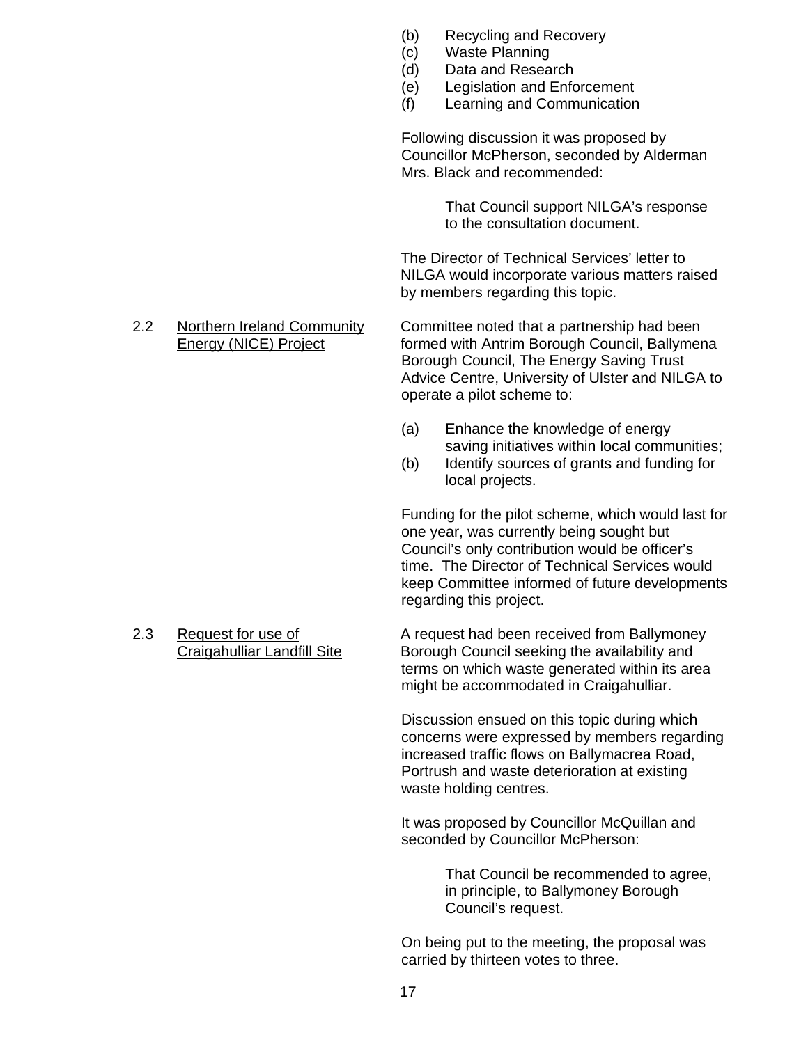(b) Recycling and Recovery
(c) Waste Planning
(d) Data and Research
(e) Legislation and Enforcement
(f) Learning and Communication

Following discussion it was proposed by Councillor McPherson, seconded by Alderman Mrs. Black and recommended:

> That Council support NILGA's response to the consultation document.

The Director of Technical Services' letter to NILGA would incorporate various matters raised by members regarding this topic.

2.2 <u>Northern Ireland Community Energy (NICE) Project</u>

Committee noted that a partnership had been formed with Antrim Borough Council, Ballymena Borough Council, The Energy Saving Trust Advice Centre, University of Ulster and NILGA to operate a pilot scheme to:

(a) Enhance the knowledge of energy saving initiatives within local communities;
(b) Identify sources of grants and funding for local projects.

Funding for the pilot scheme, which would last for one year, was currently being sought but Council's only contribution would be officer's time. The Director of Technical Services would keep Committee informed of future developments regarding this project.

2.3 <u>Request for use of Craigahulliar Landfill Site</u>

A request had been received from Ballymoney Borough Council seeking the availability and terms on which waste generated within its area might be accommodated in Craigahulliar.

Discussion ensued on this topic during which concerns were expressed by members regarding increased traffic flows on Ballymacrea Road, Portrush and waste deterioration at existing waste holding centres.

It was proposed by Councillor McQuillan and seconded by Councillor McPherson:

> That Council be recommended to agree, in principle, to Ballymoney Borough Council's request.

On being put to the meeting, the proposal was carried by thirteen votes to three.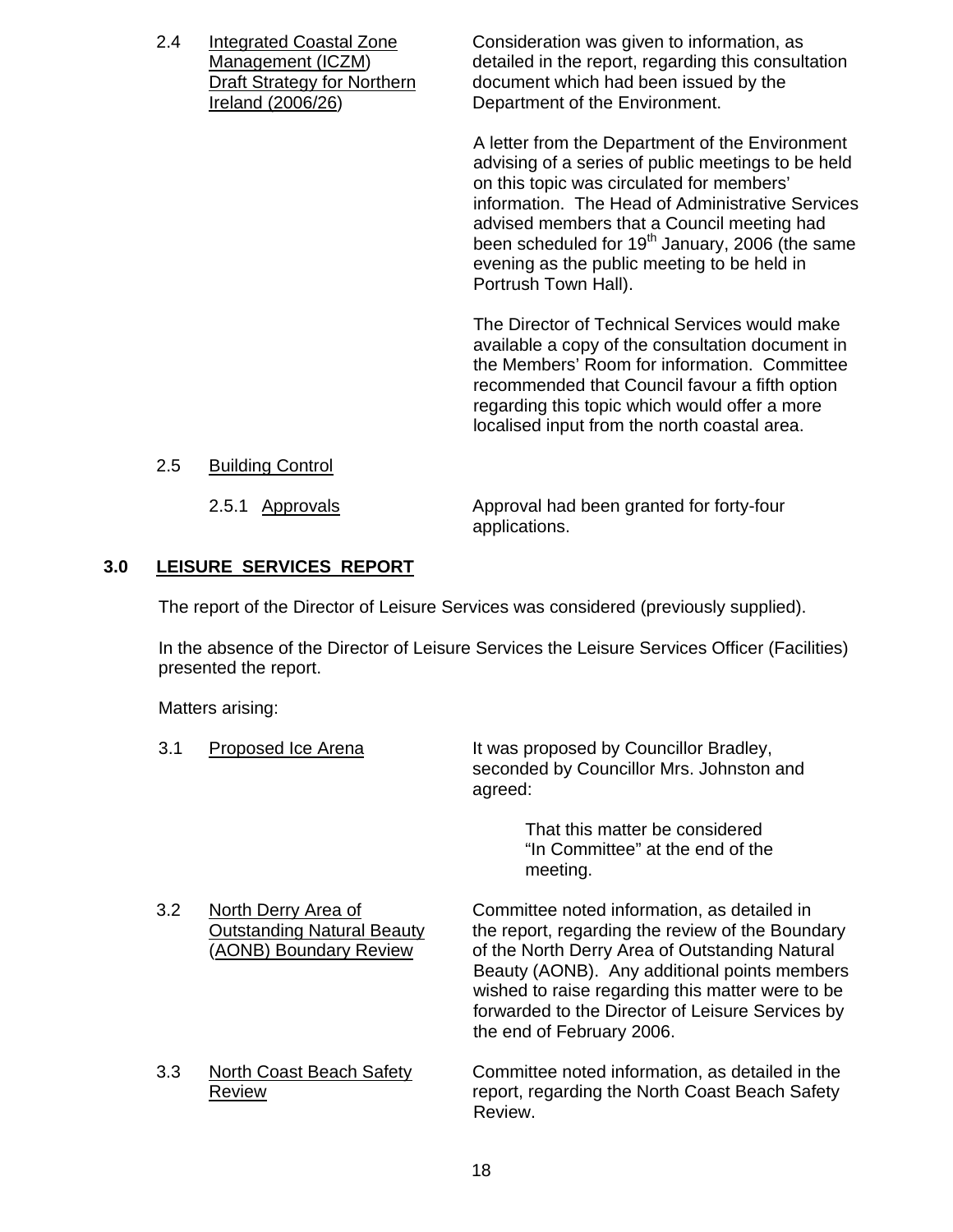2.4 Integrated Coastal Zone Management (ICZM) Draft Strategy for Northern Ireland (2006/26)

Consideration was given to information, as detailed in the report, regarding this consultation document which had been issued by the Department of the Environment.

A letter from the Department of the Environment advising of a series of public meetings to be held on this topic was circulated for members' information. The Head of Administrative Services advised members that a Council meeting had been scheduled for 19th January, 2006 (the same evening as the public meeting to be held in Portrush Town Hall).

The Director of Technical Services would make available a copy of the consultation document in the Members' Room for information. Committee recommended that Council favour a fifth option regarding this topic which would offer a more localised input from the north coastal area.

2.5 Building Control

2.5.1 Approvals

Approval had been granted for forty-four applications.

## 3.0 LEISURE SERVICES REPORT

The report of the Director of Leisure Services was considered (previously supplied).

In the absence of the Director of Leisure Services the Leisure Services Officer (Facilities) presented the report.

Matters arising:

3.1 Proposed Ice Arena

It was proposed by Councillor Bradley, seconded by Councillor Mrs. Johnston and agreed:

> That this matter be considered "In Committee" at the end of the meeting.

3.2 North Derry Area of Outstanding Natural Beauty (AONB) Boundary Review

Committee noted information, as detailed in the report, regarding the review of the Boundary of the North Derry Area of Outstanding Natural Beauty (AONB). Any additional points members wished to raise regarding this matter were to be forwarded to the Director of Leisure Services by the end of February 2006.

3.3 North Coast Beach Safety Review

Committee noted information, as detailed in the report, regarding the North Coast Beach Safety Review.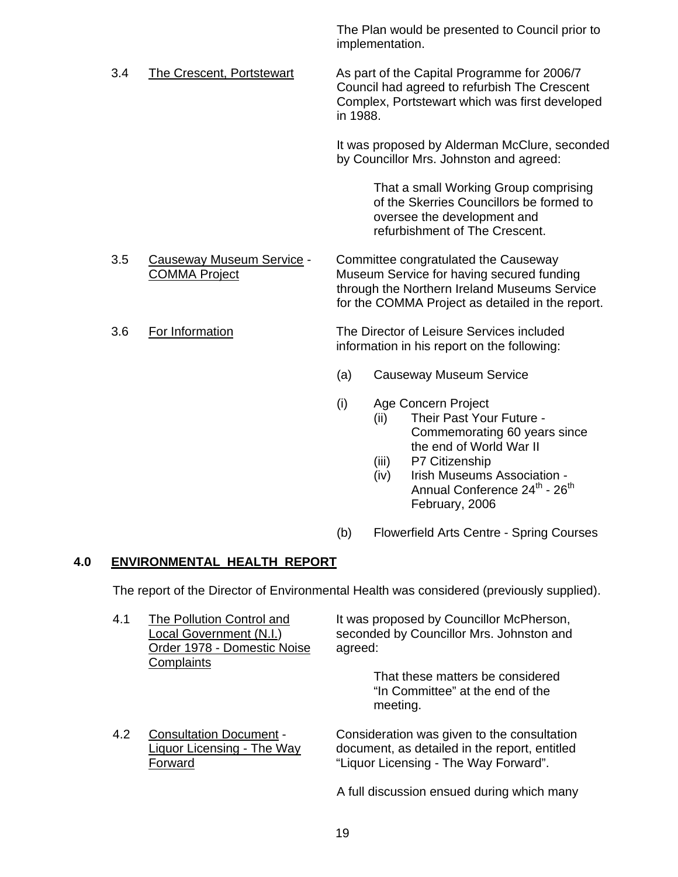The Plan would be presented to Council prior to implementation.

3.4 The Crescent, Portstewart

As part of the Capital Programme for 2006/7 Council had agreed to refurbish The Crescent Complex, Portstewart which was first developed in 1988.

It was proposed by Alderman McClure, seconded by Councillor Mrs. Johnston and agreed:

> That a small Working Group comprising of the Skerries Councillors be formed to oversee the development and refurbishment of The Crescent.

3.5 Causeway Museum Service - COMMA Project

Committee congratulated the Causeway Museum Service for having secured funding through the Northern Ireland Museums Service for the COMMA Project as detailed in the report.

3.6 For Information

The Director of Leisure Services included information in his report on the following:

(a) Causeway Museum Service

(i) Age Concern Project
  (ii) Their Past Your Future - Commemorating 60 years since the end of World War II
  (iii) P7 Citizenship
  (iv) Irish Museums Association - Annual Conference 24th - 26th February, 2006

(b) Flowerfield Arts Centre - Spring Courses

## 4.0 ENVIRONMENTAL HEALTH REPORT

The report of the Director of Environmental Health was considered (previously supplied).

4.1 The Pollution Control and Local Government (N.I.) Order 1978 - Domestic Noise Complaints

It was proposed by Councillor McPherson, seconded by Councillor Mrs. Johnston and agreed:

> That these matters be considered "In Committee" at the end of the meeting.

4.2 Consultation Document - Liquor Licensing - The Way Forward

Consideration was given to the consultation document, as detailed in the report, entitled "Liquor Licensing - The Way Forward".

A full discussion ensued during which many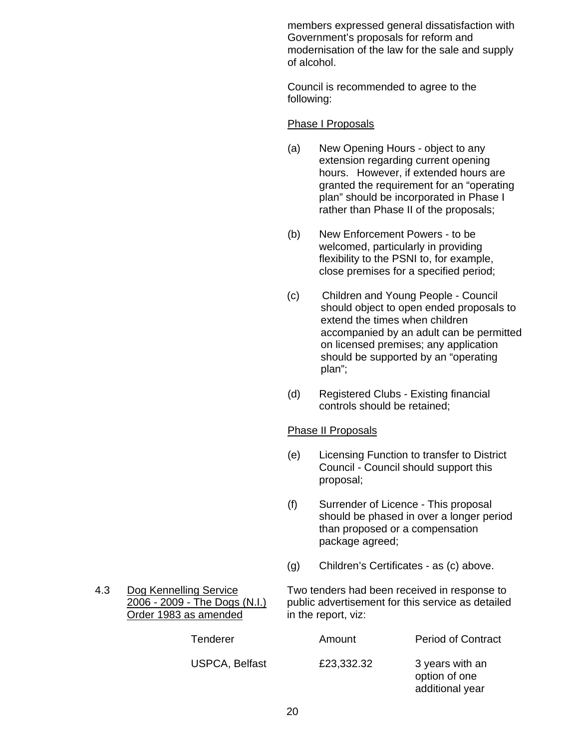members expressed general dissatisfaction with Government's proposals for reform and modernisation of the law for the sale and supply of alcohol.

Council is recommended to agree to the following:

Phase I Proposals

(a) New Opening Hours - object to any extension regarding current opening hours. However, if extended hours are granted the requirement for an "operating plan" should be incorporated in Phase I rather than Phase II of the proposals;

(b) New Enforcement Powers - to be welcomed, particularly in providing flexibility to the PSNI to, for example, close premises for a specified period;

(c) Children and Young People - Council should object to open ended proposals to extend the times when children accompanied by an adult can be permitted on licensed premises; any application should be supported by an "operating plan";

(d) Registered Clubs - Existing financial controls should be retained;

Phase II Proposals

(e) Licensing Function to transfer to District Council - Council should support this proposal;

(f) Surrender of Licence - This proposal should be phased in over a longer period than proposed or a compensation package agreed;

(g) Children's Certificates - as (c) above.

4.3 Dog Kennelling Service 2006 - 2009 - The Dogs (N.I.) Order 1983 as amended

Two tenders had been received in response to public advertisement for this service as detailed in the report, viz:

| Tenderer | Amount | Period of Contract |
|---|---|---|
| USPCA, Belfast | £23,332.32 | 3 years with an option of one additional year |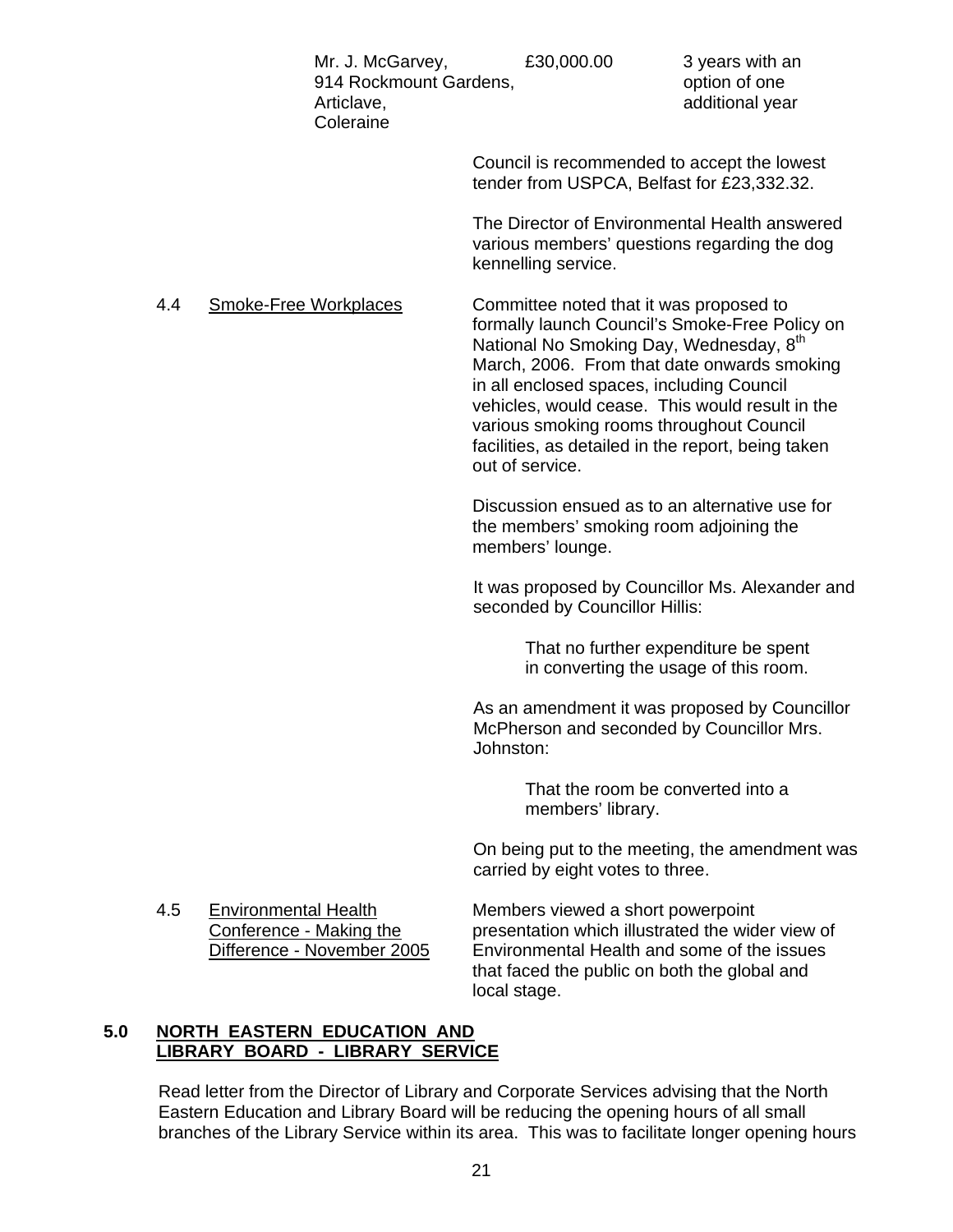| | | |
|---|---|---|
| Mr. J. McGarvey, 914 Rockmount Gardens, Articlave, Coleraine | £30,000.00 | 3 years with an option of one additional year |

Council is recommended to accept the lowest tender from USPCA, Belfast for £23,332.32.

The Director of Environmental Health answered various members' questions regarding the dog kennelling service.

4.4 Smoke-Free Workplaces

Committee noted that it was proposed to formally launch Council's Smoke-Free Policy on National No Smoking Day, Wednesday, 8th March, 2006. From that date onwards smoking in all enclosed spaces, including Council vehicles, would cease. This would result in the various smoking rooms throughout Council facilities, as detailed in the report, being taken out of service.

Discussion ensued as to an alternative use for the members' smoking room adjoining the members' lounge.

It was proposed by Councillor Ms. Alexander and seconded by Councillor Hillis:

> That no further expenditure be spent in converting the usage of this room.

As an amendment it was proposed by Councillor McPherson and seconded by Councillor Mrs. Johnston:

> That the room be converted into a members' library.

On being put to the meeting, the amendment was carried by eight votes to three.

4.5 Environmental Health Conference - Making the Difference - November 2005

Members viewed a short powerpoint presentation which illustrated the wider view of Environmental Health and some of the issues that faced the public on both the global and local stage.

## 5.0 NORTH EASTERN EDUCATION AND LIBRARY BOARD - LIBRARY SERVICE

Read letter from the Director of Library and Corporate Services advising that the North Eastern Education and Library Board will be reducing the opening hours of all small branches of the Library Service within its area. This was to facilitate longer opening hours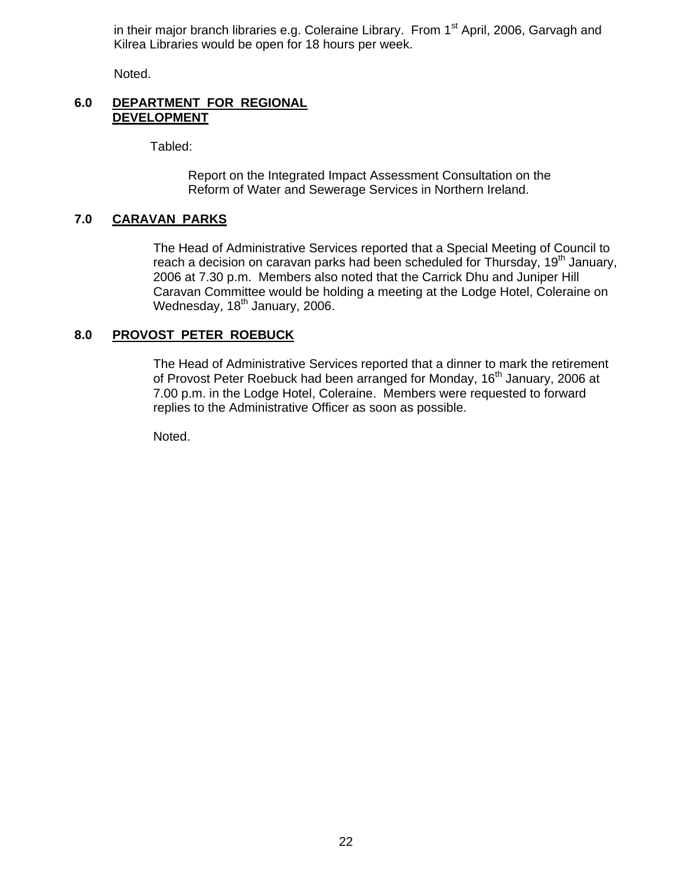in their major branch libraries e.g. Coleraine Library. From 1st April, 2006, Garvagh and Kilrea Libraries would be open for 18 hours per week.

Noted.

## 6.0 DEPARTMENT FOR REGIONAL DEVELOPMENT

Tabled:

Report on the Integrated Impact Assessment Consultation on the Reform of Water and Sewerage Services in Northern Ireland.

## 7.0 CARAVAN PARKS

The Head of Administrative Services reported that a Special Meeting of Council to reach a decision on caravan parks had been scheduled for Thursday, 19th January, 2006 at 7.30 p.m. Members also noted that the Carrick Dhu and Juniper Hill Caravan Committee would be holding a meeting at the Lodge Hotel, Coleraine on Wednesday, 18th January, 2006.

## 8.0 PROVOST PETER ROEBUCK

The Head of Administrative Services reported that a dinner to mark the retirement of Provost Peter Roebuck had been arranged for Monday, 16th January, 2006 at 7.00 p.m. in the Lodge Hotel, Coleraine. Members were requested to forward replies to the Administrative Officer as soon as possible.

Noted.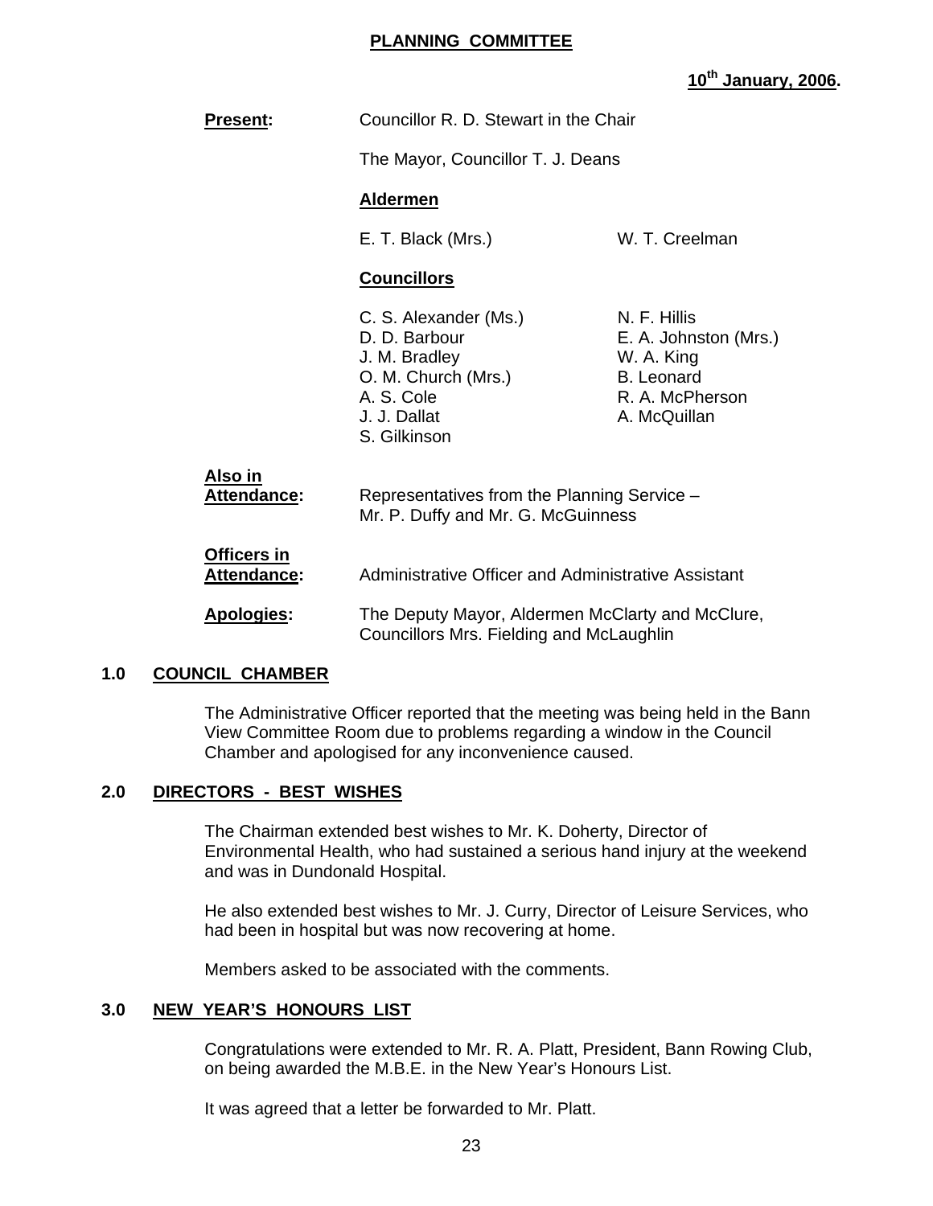**PLANNING COMMITTEE**

**10th January, 2006.**

**Present:** Councillor R. D. Stewart in the Chair

The Mayor, Councillor T. J. Deans

**Aldermen**

E. T. Black (Mrs.)
W. T. Creelman

**Councillors**

C. S. Alexander (Ms.)
D. D. Barbour
J. M. Bradley
O. M. Church (Mrs.)
A. S. Cole
J. J. Dallat
S. Gilkinson
N. F. Hillis
E. A. Johnston (Mrs.)
W. A. King
B. Leonard
R. A. McPherson
A. McQuillan

**Also in Attendance:** Representatives from the Planning Service – Mr. P. Duffy and Mr. G. McGuinness

**Officers in Attendance:** Administrative Officer and Administrative Assistant

**Apologies:** The Deputy Mayor, Aldermen McClarty and McClure, Councillors Mrs. Fielding and McLaughlin

## 1.0 COUNCIL CHAMBER

The Administrative Officer reported that the meeting was being held in the Bann View Committee Room due to problems regarding a window in the Council Chamber and apologised for any inconvenience caused.

## 2.0 DIRECTORS - BEST WISHES

The Chairman extended best wishes to Mr. K. Doherty, Director of Environmental Health, who had sustained a serious hand injury at the weekend and was in Dundonald Hospital.

He also extended best wishes to Mr. J. Curry, Director of Leisure Services, who had been in hospital but was now recovering at home.

Members asked to be associated with the comments.

## 3.0 NEW YEAR'S HONOURS LIST

Congratulations were extended to Mr. R. A. Platt, President, Bann Rowing Club, on being awarded the M.B.E. in the New Year's Honours List.

It was agreed that a letter be forwarded to Mr. Platt.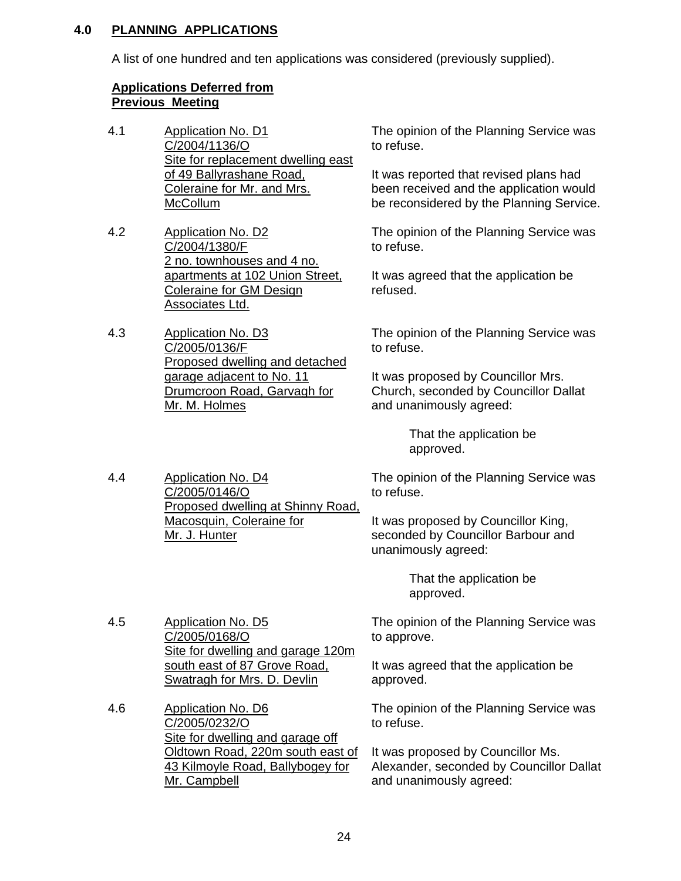## 4.0 PLANNING APPLICATIONS

A list of one hundred and ten applications was considered (previously supplied).

**Applications Deferred from Previous Meeting**

4.1 Application No. D1
C/2004/1136/O
Site for replacement dwelling east of 49 Ballyrashane Road, Coleraine for Mr. and Mrs. McCollum

The opinion of the Planning Service was to refuse.

It was reported that revised plans had been received and the application would be reconsidered by the Planning Service.

4.2 Application No. D2
C/2004/1380/F
2 no. townhouses and 4 no. apartments at 102 Union Street, Coleraine for GM Design Associates Ltd.

The opinion of the Planning Service was to refuse.

It was agreed that the application be refused.

4.3 Application No. D3
C/2005/0136/F
Proposed dwelling and detached garage adjacent to No. 11 Drumcroon Road, Garvagh for Mr. M. Holmes

The opinion of the Planning Service was to refuse.

It was proposed by Councillor Mrs. Church, seconded by Councillor Dallat and unanimously agreed:

> That the application be approved.

4.4 Application No. D4
C/2005/0146/O
Proposed dwelling at Shinny Road, Macosquin, Coleraine for Mr. J. Hunter

The opinion of the Planning Service was to refuse.

It was proposed by Councillor King, seconded by Councillor Barbour and unanimously agreed:

> That the application be approved.

4.5 Application No. D5
C/2005/0168/O
Site for dwelling and garage 120m south east of 87 Grove Road, Swatragh for Mrs. D. Devlin

The opinion of the Planning Service was to approve.

It was agreed that the application be approved.

4.6 Application No. D6
C/2005/0232/O
Site for dwelling and garage off Oldtown Road, 220m south east of 43 Kilmoyle Road, Ballybogey for Mr. Campbell

The opinion of the Planning Service was to refuse.

It was proposed by Councillor Ms. Alexander, seconded by Councillor Dallat and unanimously agreed: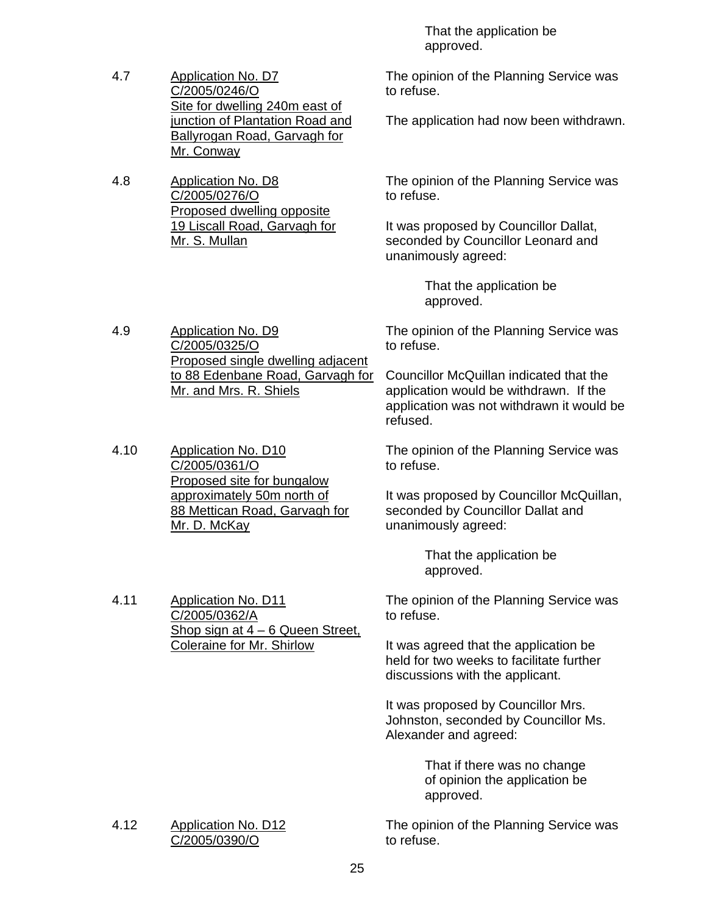That the application be approved.

4.7 <u>Application No. D7</u>
<u>C/2005/0246/O</u>
<u>Site for dwelling 240m east of junction of Plantation Road and Ballyrogan Road, Garvagh for Mr. Conway</u>

The opinion of the Planning Service was to refuse.

The application had now been withdrawn.

4.8 <u>Application No. D8</u>
<u>C/2005/0276/O</u>
<u>Proposed dwelling opposite 19 Liscall Road, Garvagh for Mr. S. Mullan</u>

The opinion of the Planning Service was to refuse.

It was proposed by Councillor Dallat, seconded by Councillor Leonard and unanimously agreed:

> That the application be approved.

4.9 <u>Application No. D9</u>
<u>C/2005/0325/O</u>
<u>Proposed single dwelling adjacent to 88 Edenbane Road, Garvagh for Mr. and Mrs. R. Shiels</u>

The opinion of the Planning Service was to refuse.

Councillor McQuillan indicated that the application would be withdrawn. If the application was not withdrawn it would be refused.

4.10 <u>Application No. D10</u>
<u>C/2005/0361/O</u>
<u>Proposed site for bungalow approximately 50m north of 88 Mettican Road, Garvagh for Mr. D. McKay</u>

The opinion of the Planning Service was to refuse.

It was proposed by Councillor McQuillan, seconded by Councillor Dallat and unanimously agreed:

> That the application be approved.

4.11 <u>Application No. D11</u>
<u>C/2005/0362/A</u>
<u>Shop sign at 4 – 6 Queen Street, Coleraine for Mr. Shirlow</u>

The opinion of the Planning Service was to refuse.

It was agreed that the application be held for two weeks to facilitate further discussions with the applicant.

It was proposed by Councillor Mrs. Johnston, seconded by Councillor Ms. Alexander and agreed:

> That if there was no change of opinion the application be approved.

4.12 <u>Application No. D12</u>
<u>C/2005/0390/O</u>

The opinion of the Planning Service was to refuse.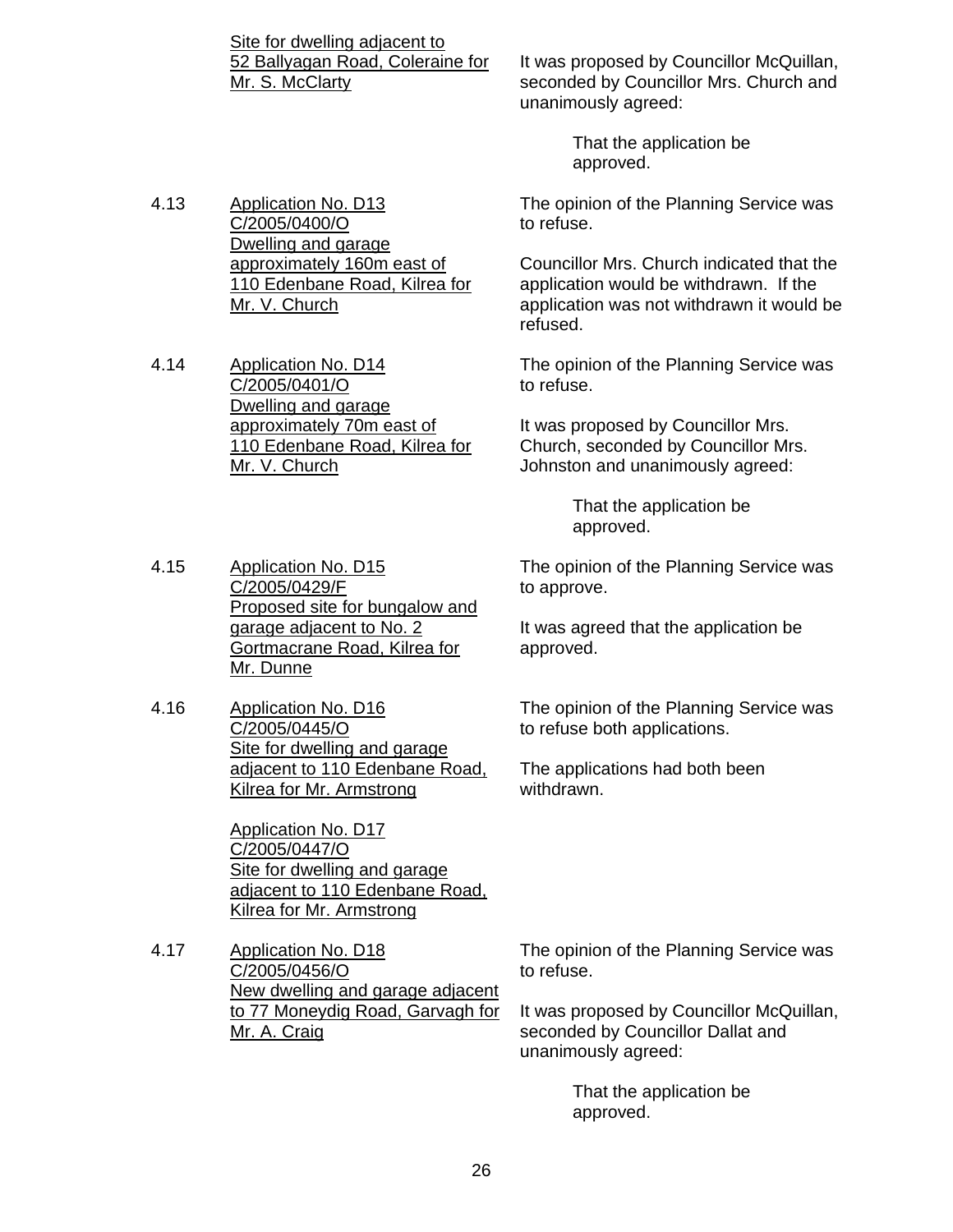Site for dwelling adjacent to 52 Ballyagan Road, Coleraine for Mr. S. McClarty

It was proposed by Councillor McQuillan, seconded by Councillor Mrs. Church and unanimously agreed:

> That the application be approved.

4.13 Application No. D13 C/2005/0400/O Dwelling and garage approximately 160m east of 110 Edenbane Road, Kilrea for Mr. V. Church

The opinion of the Planning Service was to refuse.

Councillor Mrs. Church indicated that the application would be withdrawn. If the application was not withdrawn it would be refused.

4.14 Application No. D14 C/2005/0401/O Dwelling and garage approximately 70m east of 110 Edenbane Road, Kilrea for Mr. V. Church

The opinion of the Planning Service was to refuse.

It was proposed by Councillor Mrs. Church, seconded by Councillor Mrs. Johnston and unanimously agreed:

> That the application be approved.

4.15 Application No. D15 C/2005/0429/F Proposed site for bungalow and garage adjacent to No. 2 Gortmacrane Road, Kilrea for Mr. Dunne

The opinion of the Planning Service was to approve.

It was agreed that the application be approved.

4.16 Application No. D16 C/2005/0445/O Site for dwelling and garage adjacent to 110 Edenbane Road, Kilrea for Mr. Armstrong

Application No. D17 C/2005/0447/O Site for dwelling and garage adjacent to 110 Edenbane Road, Kilrea for Mr. Armstrong

The opinion of the Planning Service was to refuse both applications.

The applications had both been withdrawn.

4.17 Application No. D18 C/2005/0456/O New dwelling and garage adjacent to 77 Moneydig Road, Garvagh for Mr. A. Craig

The opinion of the Planning Service was to refuse.

It was proposed by Councillor McQuillan, seconded by Councillor Dallat and unanimously agreed:

> That the application be approved.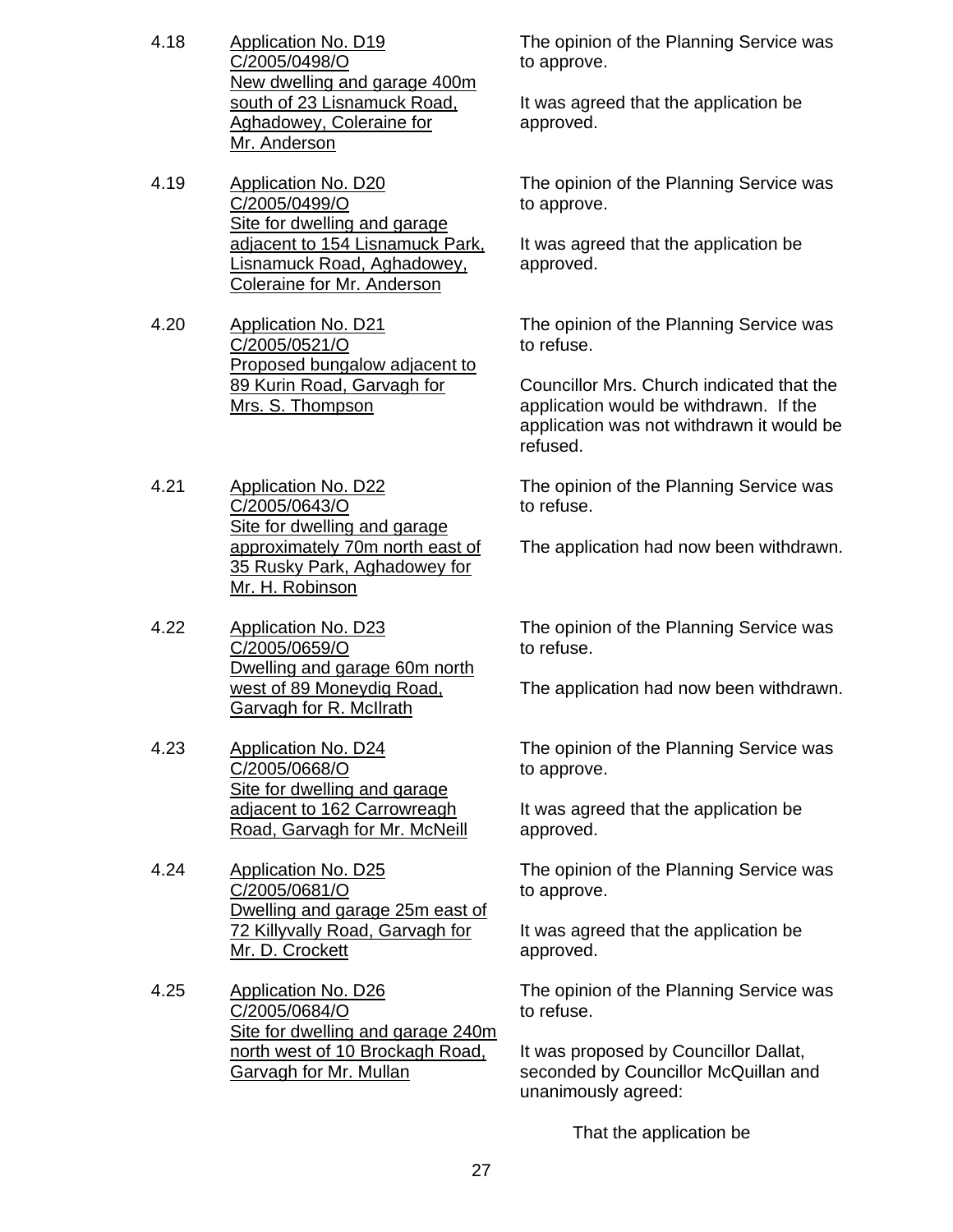4.18 <u>Application No. D19 C/2005/0498/O New dwelling and garage 400m south of 23 Lisnamuck Road, Aghadowey, Coleraine for Mr. Anderson</u>

The opinion of the Planning Service was to approve.

It was agreed that the application be approved.

4.19 <u>Application No. D20 C/2005/0499/O Site for dwelling and garage adjacent to 154 Lisnamuck Park, Lisnamuck Road, Aghadowey, Coleraine for Mr. Anderson</u>

The opinion of the Planning Service was to approve.

It was agreed that the application be approved.

4.20 <u>Application No. D21 C/2005/0521/O Proposed bungalow adjacent to 89 Kurin Road, Garvagh for Mrs. S. Thompson</u>

The opinion of the Planning Service was to refuse.

Councillor Mrs. Church indicated that the application would be withdrawn. If the application was not withdrawn it would be refused.

4.21 <u>Application No. D22 C/2005/0643/O Site for dwelling and garage approximately 70m north east of 35 Rusky Park, Aghadowey for Mr. H. Robinson</u>

The opinion of the Planning Service was to refuse.

The application had now been withdrawn.

4.22 <u>Application No. D23 C/2005/0659/O Dwelling and garage 60m north west of 89 Moneydig Road, Garvagh for R. McIlrath</u>

The opinion of the Planning Service was to refuse.

The application had now been withdrawn.

4.23 <u>Application No. D24 C/2005/0668/O Site for dwelling and garage adjacent to 162 Carrowreagh Road, Garvagh for Mr. McNeill</u>

The opinion of the Planning Service was to approve.

It was agreed that the application be approved.

4.24 <u>Application No. D25 C/2005/0681/O Dwelling and garage 25m east of 72 Killyvally Road, Garvagh for Mr. D. Crockett</u>

The opinion of the Planning Service was to approve.

It was agreed that the application be approved.

4.25 <u>Application No. D26 C/2005/0684/O Site for dwelling and garage 240m north west of 10 Brockagh Road, Garvagh for Mr. Mullan</u>

The opinion of the Planning Service was to refuse.

It was proposed by Councillor Dallat, seconded by Councillor McQuillan and unanimously agreed:

That the application be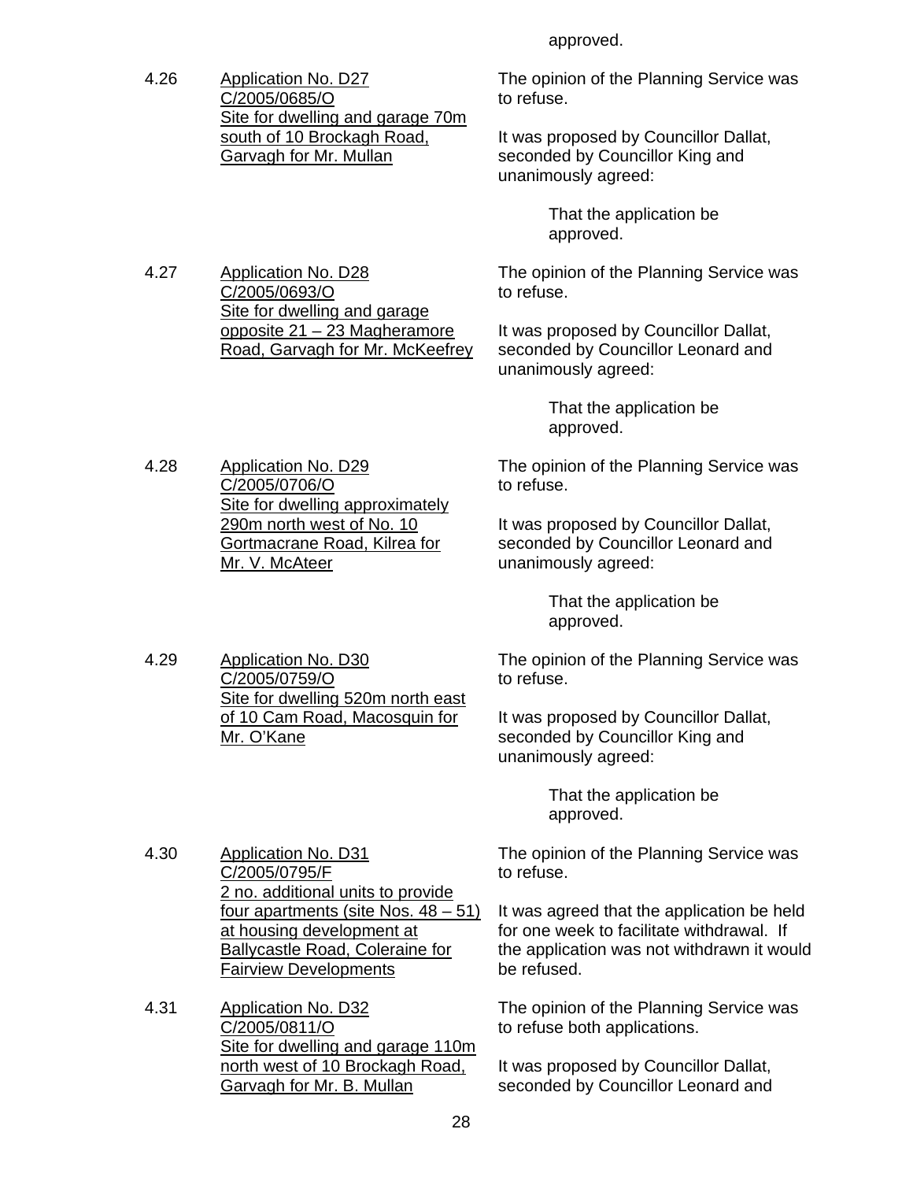approved.

4.26 Application No. D27
C/2005/0685/O
Site for dwelling and garage 70m south of 10 Brockagh Road, Garvagh for Mr. Mullan

The opinion of the Planning Service was to refuse.

It was proposed by Councillor Dallat, seconded by Councillor King and unanimously agreed:

> That the application be approved.

4.27 Application No. D28
C/2005/0693/O
Site for dwelling and garage opposite 21 – 23 Magheramore Road, Garvagh for Mr. McKeefrey

The opinion of the Planning Service was to refuse.

It was proposed by Councillor Dallat, seconded by Councillor Leonard and unanimously agreed:

> That the application be approved.

4.28 Application No. D29
C/2005/0706/O
Site for dwelling approximately 290m north west of No. 10 Gortmacrane Road, Kilrea for Mr. V. McAteer

The opinion of the Planning Service was to refuse.

It was proposed by Councillor Dallat, seconded by Councillor Leonard and unanimously agreed:

> That the application be approved.

4.29 Application No. D30
C/2005/0759/O
Site for dwelling 520m north east of 10 Cam Road, Macosquin for Mr. O'Kane

The opinion of the Planning Service was to refuse.

It was proposed by Councillor Dallat, seconded by Councillor King and unanimously agreed:

> That the application be approved.

4.30 Application No. D31
C/2005/0795/F
2 no. additional units to provide four apartments (site Nos. 48 – 51) at housing development at Ballycastle Road, Coleraine for Fairview Developments

The opinion of the Planning Service was to refuse.

It was agreed that the application be held for one week to facilitate withdrawal. If the application was not withdrawn it would be refused.

4.31 Application No. D32
C/2005/0811/O
Site for dwelling and garage 110m north west of 10 Brockagh Road, Garvagh for Mr. B. Mullan

The opinion of the Planning Service was to refuse both applications.

It was proposed by Councillor Dallat, seconded by Councillor Leonard and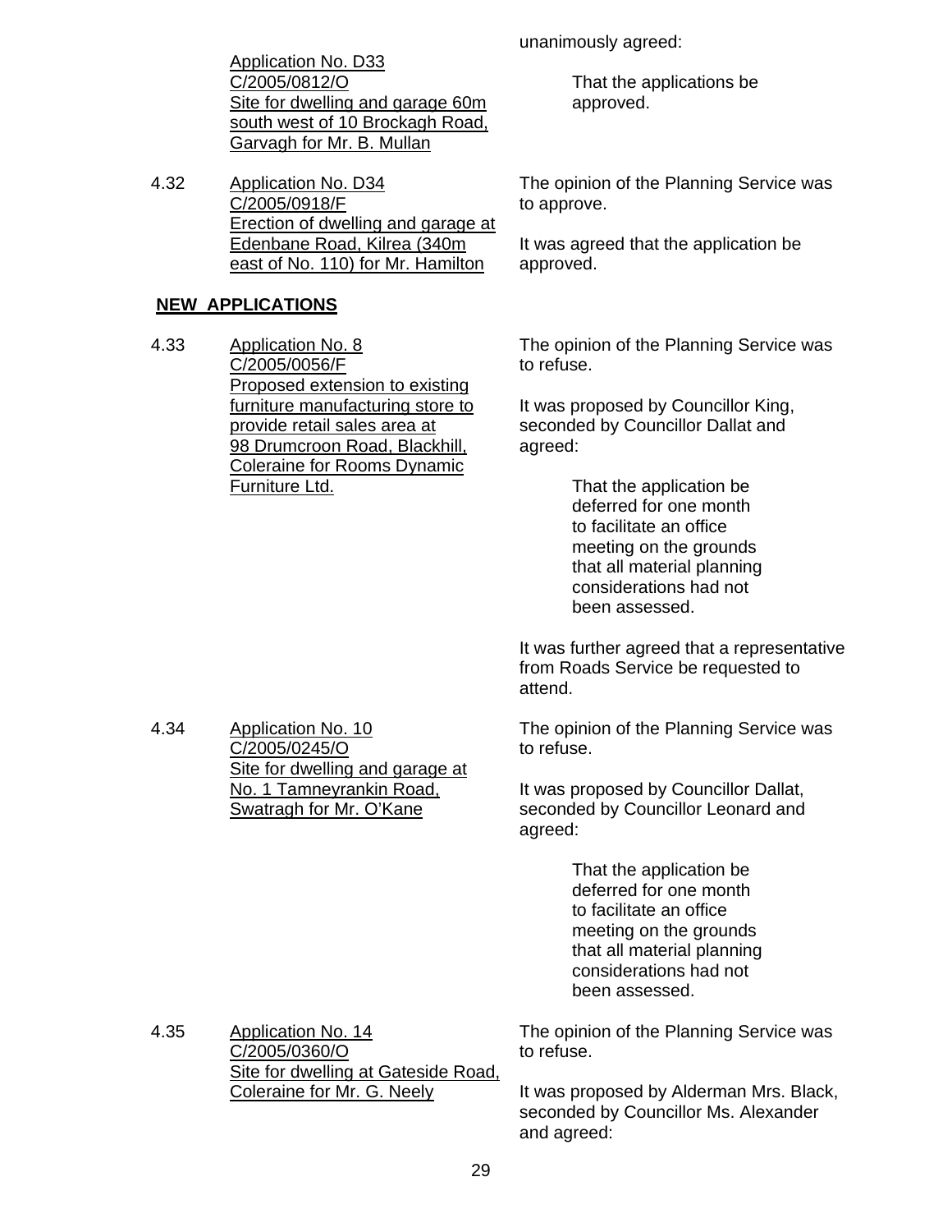Application No. D33
C/2005/0812/O
Site for dwelling and garage 60m south west of 10 Brockagh Road, Garvagh for Mr. B. Mullan

unanimously agreed:

> That the applications be approved.

4.32 Application No. D34
C/2005/0918/F
Erection of dwelling and garage at Edenbane Road, Kilrea (340m east of No. 110) for Mr. Hamilton

The opinion of the Planning Service was to approve.

It was agreed that the application be approved.

**NEW APPLICATIONS**

4.33 Application No. 8
C/2005/0056/F
Proposed extension to existing furniture manufacturing store to provide retail sales area at 98 Drumcroon Road, Blackhill, Coleraine for Rooms Dynamic Furniture Ltd.

The opinion of the Planning Service was to refuse.

It was proposed by Councillor King, seconded by Councillor Dallat and agreed:

> That the application be deferred for one month to facilitate an office meeting on the grounds that all material planning considerations had not been assessed.

It was further agreed that a representative from Roads Service be requested to attend.

4.34 Application No. 10
C/2005/0245/O
Site for dwelling and garage at No. 1 Tamneyrankin Road, Swatragh for Mr. O'Kane

The opinion of the Planning Service was to refuse.

It was proposed by Councillor Dallat, seconded by Councillor Leonard and agreed:

> That the application be deferred for one month to facilitate an office meeting on the grounds that all material planning considerations had not been assessed.

4.35 Application No. 14
C/2005/0360/O
Site for dwelling at Gateside Road, Coleraine for Mr. G. Neely

The opinion of the Planning Service was to refuse.

It was proposed by Alderman Mrs. Black, seconded by Councillor Ms. Alexander and agreed: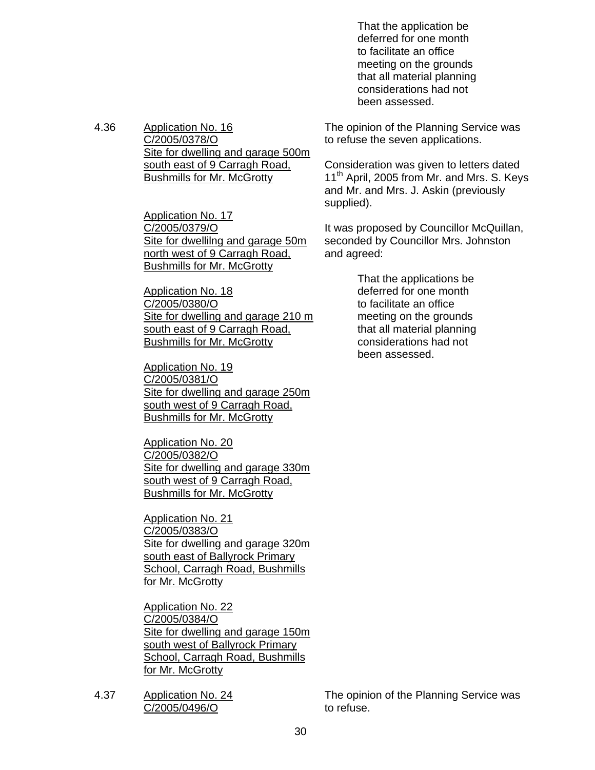That the application be deferred for one month to facilitate an office meeting on the grounds that all material planning considerations had not been assessed.

4.36 Application No. 16
C/2005/0378/O
Site for dwelling and garage 500m south east of 9 Carragh Road, Bushmills for Mr. McGrotty

Application No. 17
C/2005/0379/O
Site for dwellilng and garage 50m north west of 9 Carragh Road, Bushmills for Mr. McGrotty

Application No. 18
C/2005/0380/O
Site for dwelling and garage 210 m south east of 9 Carragh Road, Bushmills for Mr. McGrotty

Application No. 19
C/2005/0381/O
Site for dwelling and garage 250m south west of 9 Carragh Road, Bushmills for Mr. McGrotty

Application No. 20
C/2005/0382/O
Site for dwelling and garage 330m south west of 9 Carragh Road, Bushmills for Mr. McGrotty

Application No. 21
C/2005/0383/O
Site for dwelling and garage 320m south east of Ballyrock Primary School, Carragh Road, Bushmills for Mr. McGrotty

Application No. 22
C/2005/0384/O
Site for dwelling and garage 150m south west of Ballyrock Primary School, Carragh Road, Bushmills for Mr. McGrotty

The opinion of the Planning Service was to refuse the seven applications.

Consideration was given to letters dated 11th April, 2005 from Mr. and Mrs. S. Keys and Mr. and Mrs. J. Askin (previously supplied).

It was proposed by Councillor McQuillan, seconded by Councillor Mrs. Johnston and agreed:

That the applications be deferred for one month to facilitate an office meeting on the grounds that all material planning considerations had not been assessed.

4.37 Application No. 24
C/2005/0496/O

The opinion of the Planning Service was to refuse.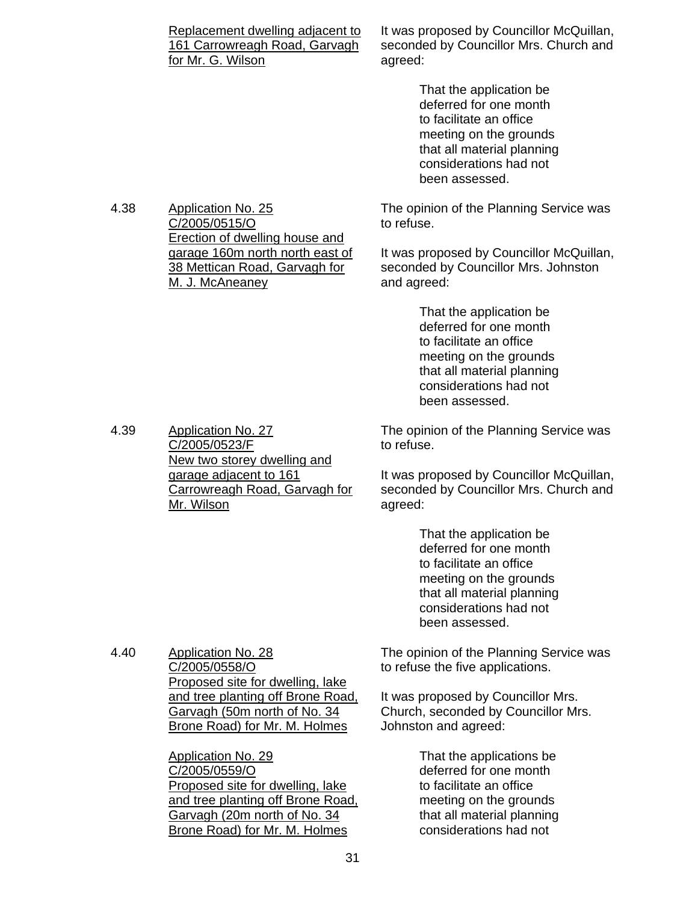Replacement dwelling adjacent to 161 Carrowreagh Road, Garvagh for Mr. G. Wilson

It was proposed by Councillor McQuillan, seconded by Councillor Mrs. Church and agreed:

> That the application be deferred for one month to facilitate an office meeting on the grounds that all material planning considerations had not been assessed.

4.38 Application No. 25
C/2005/0515/O
Erection of dwelling house and garage 160m north north east of 38 Mettican Road, Garvagh for M. J. McAneaney

The opinion of the Planning Service was to refuse.

It was proposed by Councillor McQuillan, seconded by Councillor Mrs. Johnston and agreed:

> That the application be deferred for one month to facilitate an office meeting on the grounds that all material planning considerations had not been assessed.

4.39 Application No. 27
C/2005/0523/F
New two storey dwelling and garage adjacent to 161 Carrowreagh Road, Garvagh for Mr. Wilson

The opinion of the Planning Service was to refuse.

It was proposed by Councillor McQuillan, seconded by Councillor Mrs. Church and agreed:

> That the application be deferred for one month to facilitate an office meeting on the grounds that all material planning considerations had not been assessed.

4.40 Application No. 28
C/2005/0558/O
Proposed site for dwelling, lake and tree planting off Brone Road, Garvagh (50m north of No. 34 Brone Road) for Mr. M. Holmes

Application No. 29
C/2005/0559/O
Proposed site for dwelling, lake and tree planting off Brone Road, Garvagh (20m north of No. 34 Brone Road) for Mr. M. Holmes

The opinion of the Planning Service was to refuse the five applications.

It was proposed by Councillor Mrs. Church, seconded by Councillor Mrs. Johnston and agreed:

> That the applications be deferred for one month to facilitate an office meeting on the grounds that all material planning considerations had not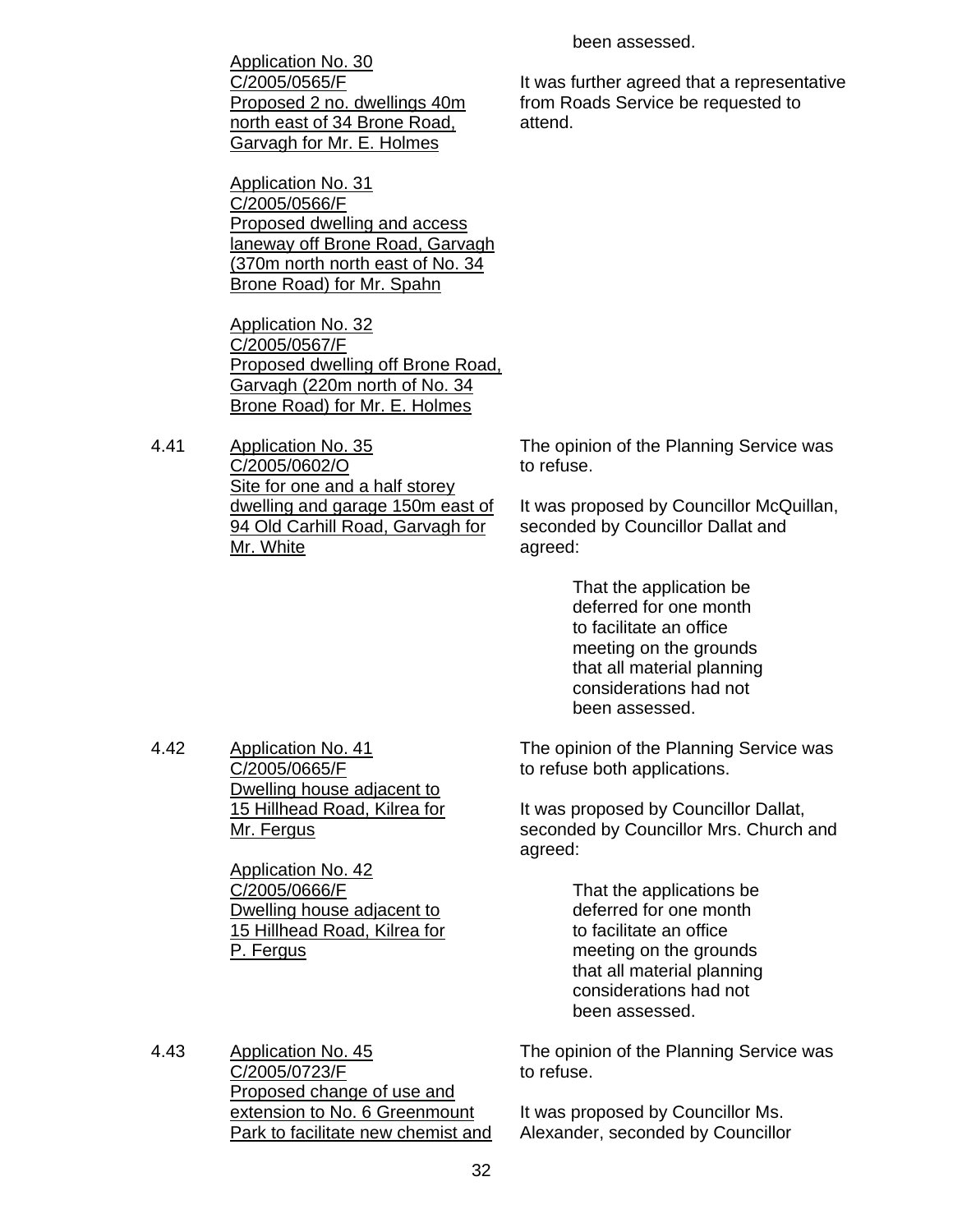Application No. 30
C/2005/0565/F
Proposed 2 no. dwellings 40m north east of 34 Brone Road, Garvagh for Mr. E. Holmes

Application No. 31
C/2005/0566/F
Proposed dwelling and access laneway off Brone Road, Garvagh (370m north north east of No. 34 Brone Road) for Mr. Spahn

Application No. 32
C/2005/0567/F
Proposed dwelling off Brone Road, Garvagh (220m north of No. 34 Brone Road) for Mr. E. Holmes

been assessed.

It was further agreed that a representative from Roads Service be requested to attend.

4.41 Application No. 35
C/2005/0602/O
Site for one and a half storey dwelling and garage 150m east of 94 Old Carhill Road, Garvagh for Mr. White

The opinion of the Planning Service was to refuse.

It was proposed by Councillor McQuillan, seconded by Councillor Dallat and agreed:

> That the application be deferred for one month to facilitate an office meeting on the grounds that all material planning considerations had not been assessed.

4.42 Application No. 41
C/2005/0665/F
Dwelling house adjacent to 15 Hillhead Road, Kilrea for Mr. Fergus

Application No. 42
C/2005/0666/F
Dwelling house adjacent to 15 Hillhead Road, Kilrea for P. Fergus

The opinion of the Planning Service was to refuse both applications.

It was proposed by Councillor Dallat, seconded by Councillor Mrs. Church and agreed:

> That the applications be deferred for one month to facilitate an office meeting on the grounds that all material planning considerations had not been assessed.

4.43 Application No. 45
C/2005/0723/F
Proposed change of use and extension to No. 6 Greenmount Park to facilitate new chemist and

The opinion of the Planning Service was to refuse.

It was proposed by Councillor Ms. Alexander, seconded by Councillor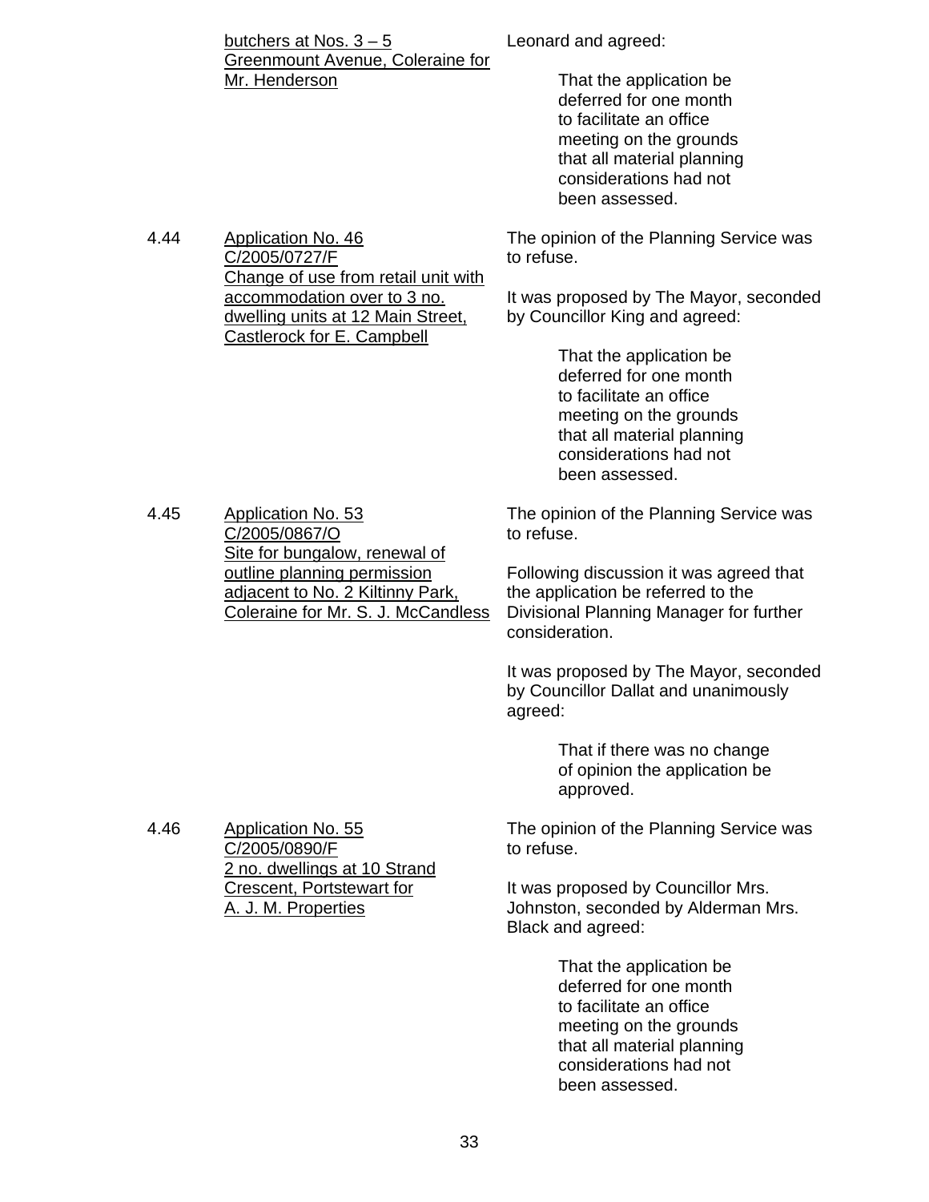| | | |
|---|---|---|
| | <u>butchers at Nos. 3 – 5 Greenmount Avenue, Coleraine for Mr. Henderson</u> | Leonard and agreed:<br><br>That the application be deferred for one month to facilitate an office meeting on the grounds that all material planning considerations had not been assessed. |
| 4.44 | <u>Application No. 46<br>C/2005/0727/F<br>Change of use from retail unit with accommodation over to 3 no. dwelling units at 12 Main Street, Castlerock for E. Campbell</u> | The opinion of the Planning Service was to refuse.<br><br>It was proposed by The Mayor, seconded by Councillor King and agreed:<br><br>That the application be deferred for one month to facilitate an office meeting on the grounds that all material planning considerations had not been assessed. |
| 4.45 | <u>Application No. 53<br>C/2005/0867/O<br>Site for bungalow, renewal of outline planning permission adjacent to No. 2 Kiltinny Park, Coleraine for Mr. S. J. McCandless</u> | The opinion of the Planning Service was to refuse.<br><br>Following discussion it was agreed that the application be referred to the Divisional Planning Manager for further consideration.<br><br>It was proposed by The Mayor, seconded by Councillor Dallat and unanimously agreed:<br><br>That if there was no change of opinion the application be approved. |
| 4.46 | <u>Application No. 55<br>C/2005/0890/F<br>2 no. dwellings at 10 Strand Crescent, Portstewart for A. J. M. Properties</u> | The opinion of the Planning Service was to refuse.<br><br>It was proposed by Councillor Mrs. Johnston, seconded by Alderman Mrs. Black and agreed:<br><br>That the application be deferred for one month to facilitate an office meeting on the grounds that all material planning considerations had not been assessed. |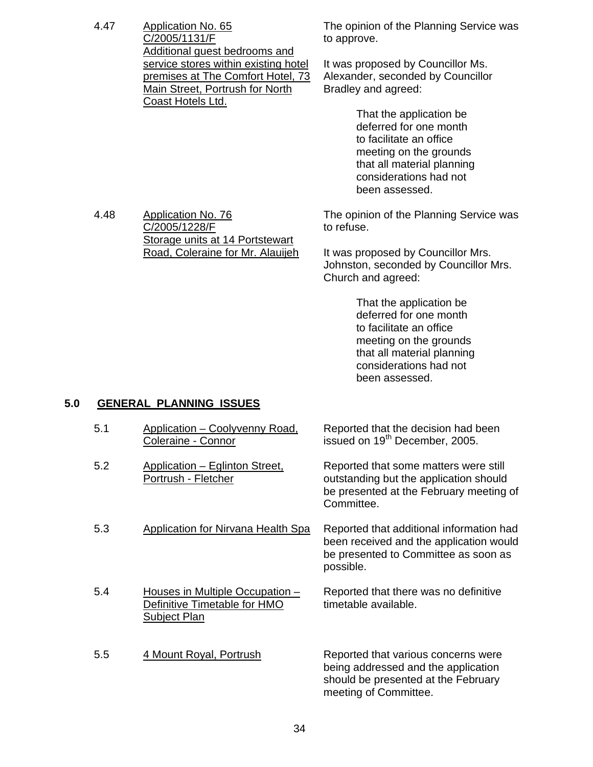4.47 **Application No. 65**
C/2005/1131/F
Additional guest bedrooms and service stores within existing hotel premises at The Comfort Hotel, 73 Main Street, Portrush for North Coast Hotels Ltd.

The opinion of the Planning Service was to approve.

It was proposed by Councillor Ms. Alexander, seconded by Councillor Bradley and agreed:

> That the application be deferred for one month to facilitate an office meeting on the grounds that all material planning considerations had not been assessed.

4.48 **Application No. 76**
C/2005/1228/F
Storage units at 14 Portstewart Road, Coleraine for Mr. Alauijeh

The opinion of the Planning Service was to refuse.

It was proposed by Councillor Mrs. Johnston, seconded by Councillor Mrs. Church and agreed:

> That the application be deferred for one month to facilitate an office meeting on the grounds that all material planning considerations had not been assessed.

## 5.0 GENERAL PLANNING ISSUES

5.1 Application – Coolyvenny Road, Coleraine - Connor

Reported that the decision had been issued on 19th December, 2005.

5.2 Application – Eglinton Street, Portrush - Fletcher

Reported that some matters were still outstanding but the application should be presented at the February meeting of Committee.

5.3 Application for Nirvana Health Spa

Reported that additional information had been received and the application would be presented to Committee as soon as possible.

5.4 Houses in Multiple Occupation – Definitive Timetable for HMO Subject Plan

Reported that there was no definitive timetable available.

5.5 4 Mount Royal, Portrush

Reported that various concerns were being addressed and the application should be presented at the February meeting of Committee.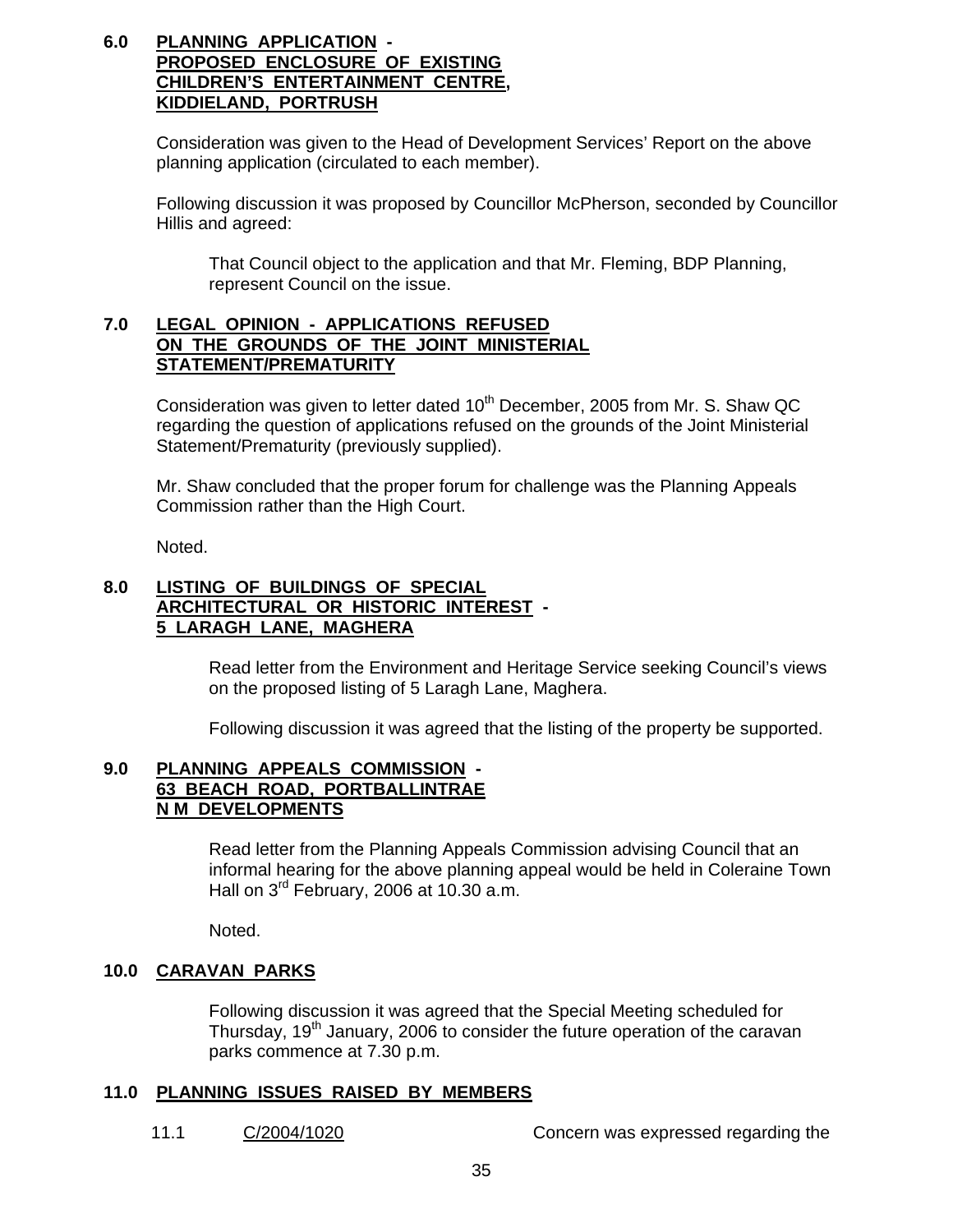## 6.0 PLANNING APPLICATION - PROPOSED ENCLOSURE OF EXISTING CHILDREN'S ENTERTAINMENT CENTRE, KIDDIELAND, PORTRUSH

Consideration was given to the Head of Development Services' Report on the above planning application (circulated to each member).

Following discussion it was proposed by Councillor McPherson, seconded by Councillor Hillis and agreed:

> That Council object to the application and that Mr. Fleming, BDP Planning, represent Council on the issue.

## 7.0 LEGAL OPINION - APPLICATIONS REFUSED ON THE GROUNDS OF THE JOINT MINISTERIAL STATEMENT/PREMATURITY

Consideration was given to letter dated 10th December, 2005 from Mr. S. Shaw QC regarding the question of applications refused on the grounds of the Joint Ministerial Statement/Prematurity (previously supplied).

Mr. Shaw concluded that the proper forum for challenge was the Planning Appeals Commission rather than the High Court.

Noted.

## 8.0 LISTING OF BUILDINGS OF SPECIAL ARCHITECTURAL OR HISTORIC INTEREST - 5 LARAGH LANE, MAGHERA

Read letter from the Environment and Heritage Service seeking Council's views on the proposed listing of 5 Laragh Lane, Maghera.

Following discussion it was agreed that the listing of the property be supported.

## 9.0 PLANNING APPEALS COMMISSION - 63 BEACH ROAD, PORTBALLINTRAE N M DEVELOPMENTS

Read letter from the Planning Appeals Commission advising Council that an informal hearing for the above planning appeal would be held in Coleraine Town Hall on 3rd February, 2006 at 10.30 a.m.

Noted.

## 10.0 CARAVAN PARKS

Following discussion it was agreed that the Special Meeting scheduled for Thursday, 19th January, 2006 to consider the future operation of the caravan parks commence at 7.30 p.m.

## 11.0 PLANNING ISSUES RAISED BY MEMBERS

11.1 C/2004/1020 Concern was expressed regarding the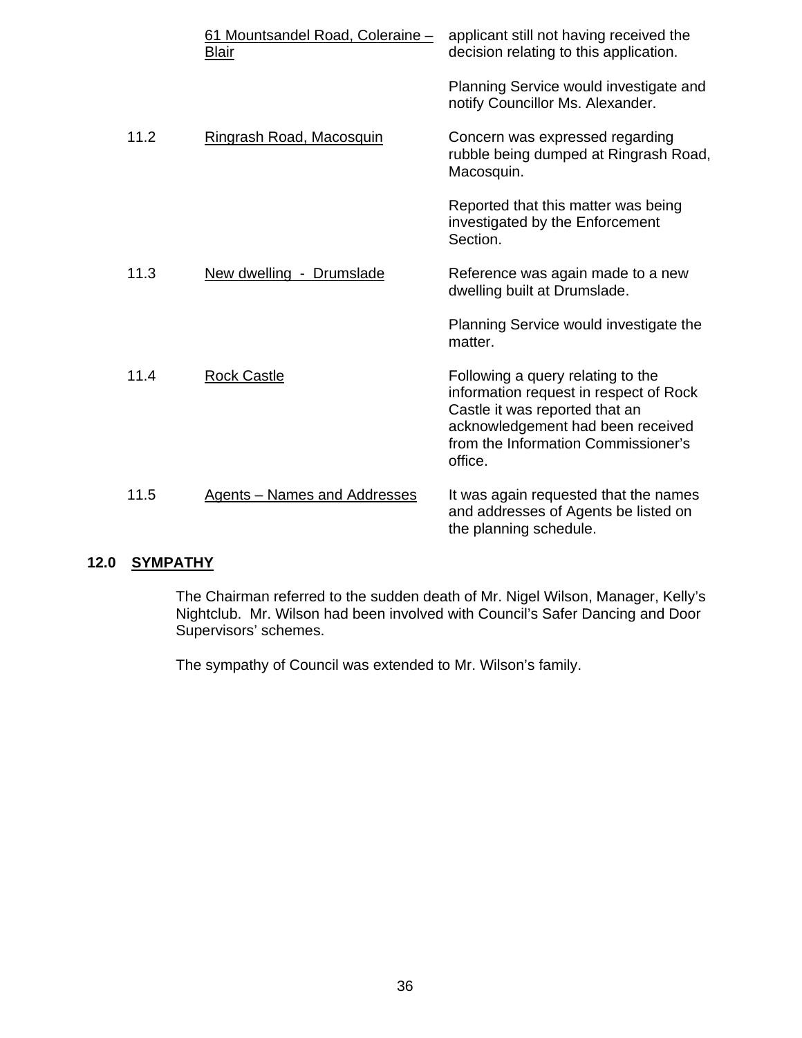| | | |
|---|---|---|
| | <u>61 Mountsandel Road, Coleraine – Blair</u> | applicant still not having received the decision relating to this application.<br><br>Planning Service would investigate and notify Councillor Ms. Alexander. |
| 11.2 | <u>Ringrash Road, Macosquin</u> | Concern was expressed regarding rubble being dumped at Ringrash Road, Macosquin.<br><br>Reported that this matter was being investigated by the Enforcement Section. |
| 11.3 | <u>New dwelling - Drumslade</u> | Reference was again made to a new dwelling built at Drumslade.<br><br>Planning Service would investigate the matter. |
| 11.4 | <u>Rock Castle</u> | Following a query relating to the information request in respect of Rock Castle it was reported that an acknowledgement had been received from the Information Commissioner's office. |
| 11.5 | <u>Agents – Names and Addresses</u> | It was again requested that the names and addresses of Agents be listed on the planning schedule. |

## 12.0 SYMPATHY

The Chairman referred to the sudden death of Mr. Nigel Wilson, Manager, Kelly's Nightclub. Mr. Wilson had been involved with Council's Safer Dancing and Door Supervisors' schemes.

The sympathy of Council was extended to Mr. Wilson's family.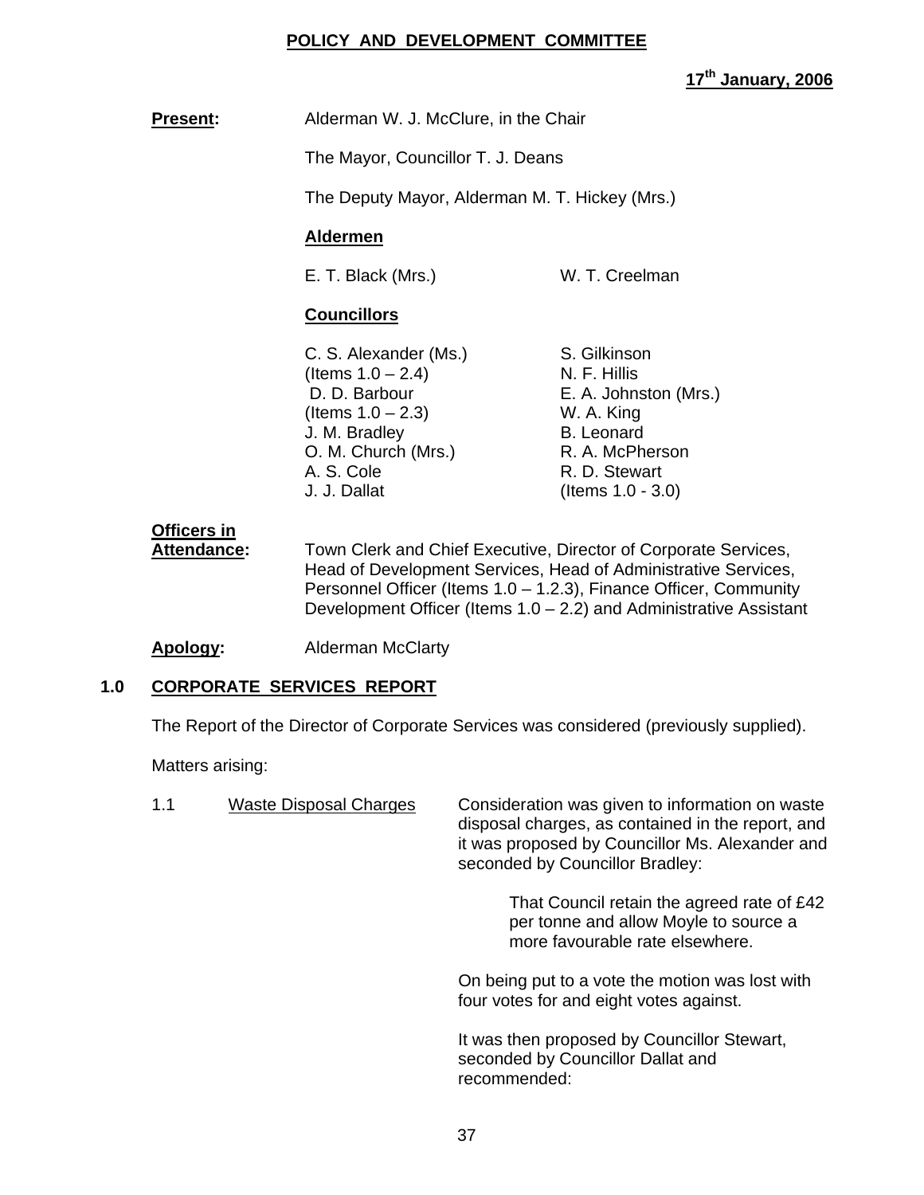**POLICY AND DEVELOPMENT COMMITTEE**

**17th January, 2006**

**Present:** Alderman W. J. McClure, in the Chair

The Mayor, Councillor T. J. Deans

The Deputy Mayor, Alderman M. T. Hickey (Mrs.)

**Aldermen**

E. T. Black (Mrs.) W. T. Creelman

**Councillors**

C. S. Alexander (Ms.) (Items 1.0 – 2.4)
D. D. Barbour (Items 1.0 – 2.3)
J. M. Bradley
O. M. Church (Mrs.)
A. S. Cole
J. J. Dallat
S. Gilkinson
N. F. Hillis
E. A. Johnston (Mrs.)
W. A. King
B. Leonard
R. A. McPherson
R. D. Stewart (Items 1.0 - 3.0)

**Officers in Attendance:** Town Clerk and Chief Executive, Director of Corporate Services, Head of Development Services, Head of Administrative Services, Personnel Officer (Items 1.0 – 1.2.3), Finance Officer, Community Development Officer (Items 1.0 – 2.2) and Administrative Assistant

**Apology:** Alderman McClarty

## 1.0 CORPORATE SERVICES REPORT

The Report of the Director of Corporate Services was considered (previously supplied).

Matters arising:

1.1 Waste Disposal Charges

Consideration was given to information on waste disposal charges, as contained in the report, and it was proposed by Councillor Ms. Alexander and seconded by Councillor Bradley:

> That Council retain the agreed rate of £42 per tonne and allow Moyle to source a more favourable rate elsewhere.

On being put to a vote the motion was lost with four votes for and eight votes against.

It was then proposed by Councillor Stewart, seconded by Councillor Dallat and recommended: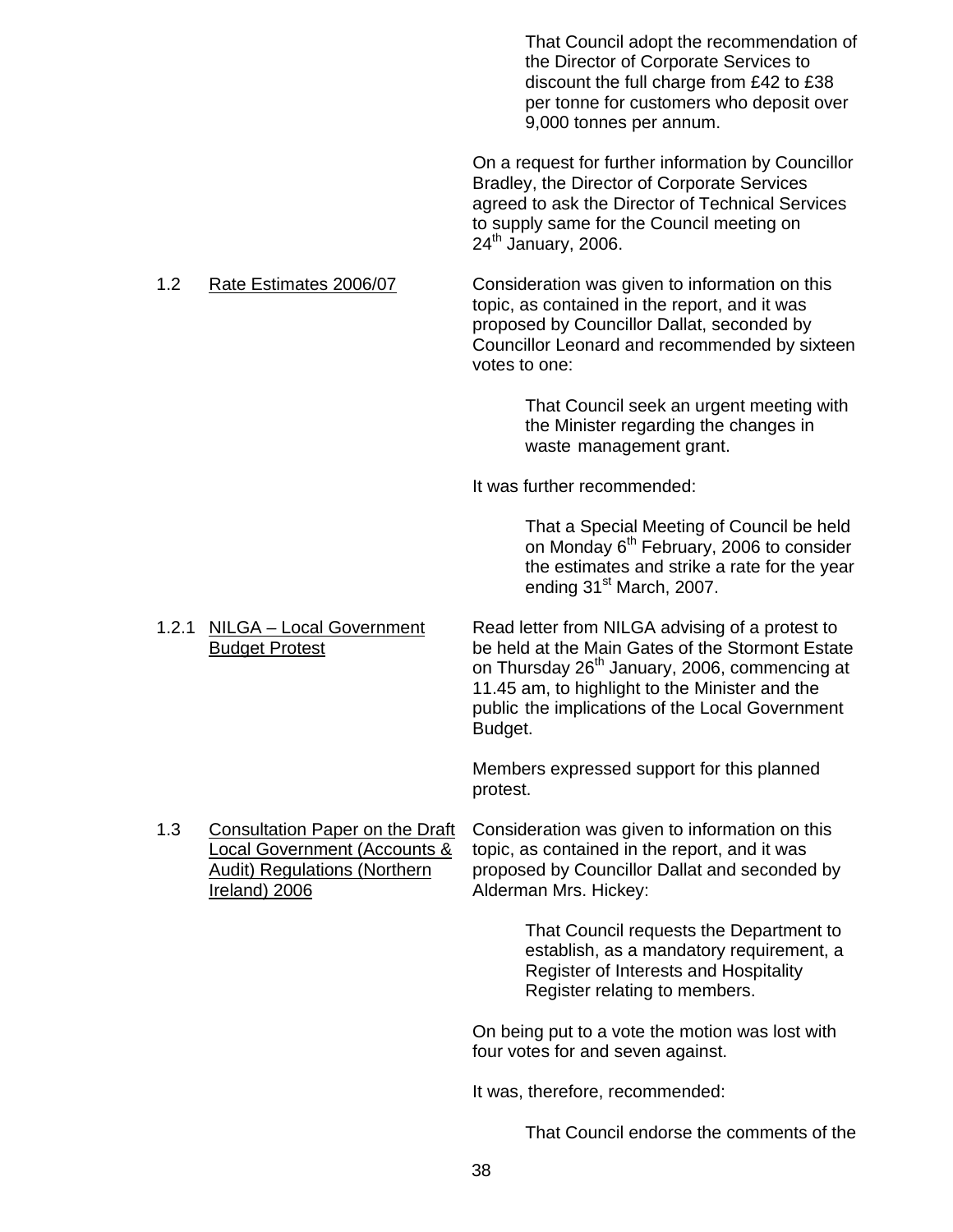> That Council adopt the recommendation of the Director of Corporate Services to discount the full charge from £42 to £38 per tonne for customers who deposit over 9,000 tonnes per annum.

On a request for further information by Councillor Bradley, the Director of Corporate Services agreed to ask the Director of Technical Services to supply same for the Council meeting on 24th January, 2006.

**1.2 Rate Estimates 2006/07**

Consideration was given to information on this topic, as contained in the report, and it was proposed by Councillor Dallat, seconded by Councillor Leonard and recommended by sixteen votes to one:

> That Council seek an urgent meeting with the Minister regarding the changes in waste management grant.

It was further recommended:

> That a Special Meeting of Council be held on Monday 6th February, 2006 to consider the estimates and strike a rate for the year ending 31st March, 2007.

**1.2.1 NILGA – Local Government Budget Protest**

Read letter from NILGA advising of a protest to be held at the Main Gates of the Stormont Estate on Thursday 26th January, 2006, commencing at 11.45 am, to highlight to the Minister and the public the implications of the Local Government Budget.

Members expressed support for this planned protest.

**1.3 Consultation Paper on the Draft Local Government (Accounts & Audit) Regulations (Northern Ireland) 2006**

Consideration was given to information on this topic, as contained in the report, and it was proposed by Councillor Dallat and seconded by Alderman Mrs. Hickey:

> That Council requests the Department to establish, as a mandatory requirement, a Register of Interests and Hospitality Register relating to members.

On being put to a vote the motion was lost with four votes for and seven against.

It was, therefore, recommended:

> That Council endorse the comments of the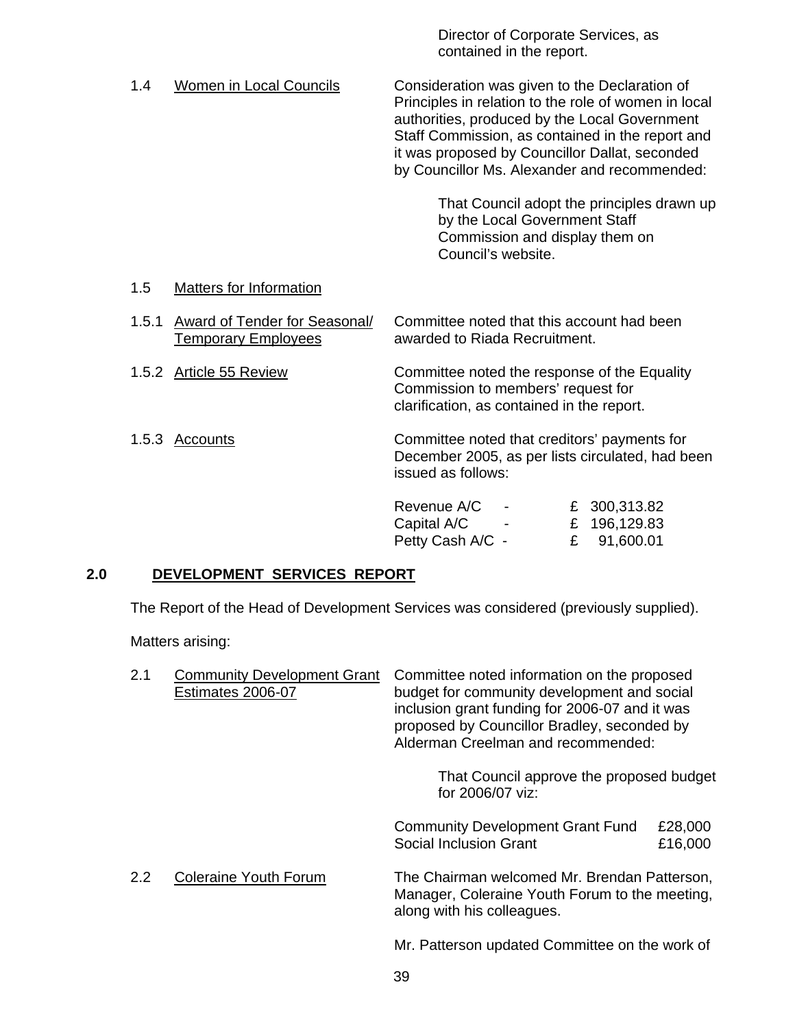Director of Corporate Services, as contained in the report.

1.4 Women in Local Councils

Consideration was given to the Declaration of Principles in relation to the role of women in local authorities, produced by the Local Government Staff Commission, as contained in the report and it was proposed by Councillor Dallat, seconded by Councillor Ms. Alexander and recommended:

> That Council adopt the principles drawn up by the Local Government Staff Commission and display them on Council's website.

1.5 Matters for Information

1.5.1 Award of Tender for Seasonal/ Temporary Employees

Committee noted that this account had been awarded to Riada Recruitment.

1.5.2 Article 55 Review

Committee noted the response of the Equality Commission to members' request for clarification, as contained in the report.

1.5.3 Accounts

Committee noted that creditors' payments for December 2005, as per lists circulated, had been issued as follows:

| | | |
|---|---|---|
| Revenue A/C | - | £ 300,313.82 |
| Capital A/C | - | £ 196,129.83 |
| Petty Cash A/C | - | £ 91,600.01 |

## 2.0 DEVELOPMENT SERVICES REPORT

The Report of the Head of Development Services was considered (previously supplied).

Matters arising:

2.1 Community Development Grant Estimates 2006-07

Committee noted information on the proposed budget for community development and social inclusion grant funding for 2006-07 and it was proposed by Councillor Bradley, seconded by Alderman Creelman and recommended:

> That Council approve the proposed budget for 2006/07 viz:

| | |
|---|---|
| Community Development Grant Fund | £28,000 |
| Social Inclusion Grant | £16,000 |

2.2 Coleraine Youth Forum

The Chairman welcomed Mr. Brendan Patterson, Manager, Coleraine Youth Forum to the meeting, along with his colleagues.

Mr. Patterson updated Committee on the work of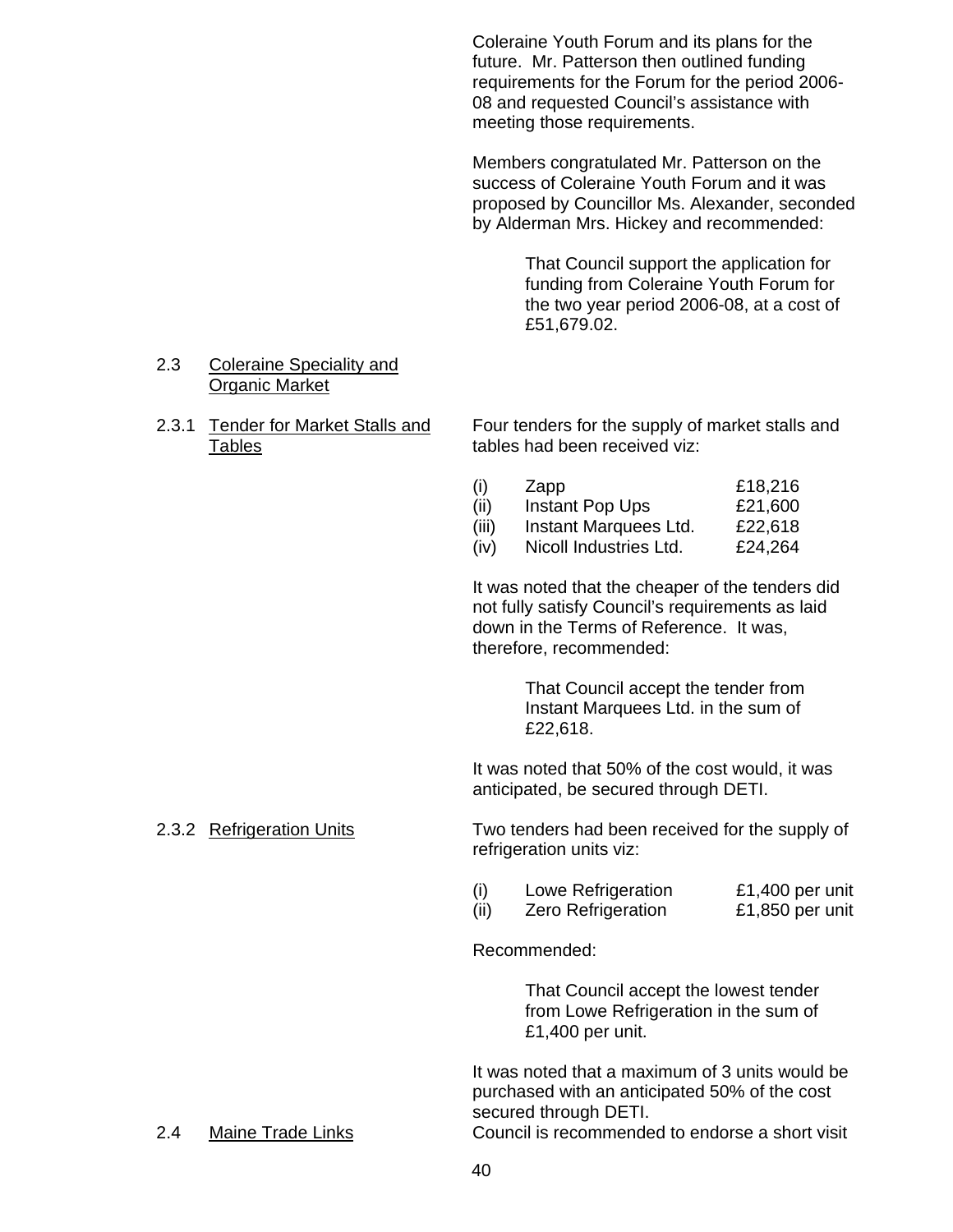Coleraine Youth Forum and its plans for the future. Mr. Patterson then outlined funding requirements for the Forum for the period 2006-08 and requested Council's assistance with meeting those requirements.

Members congratulated Mr. Patterson on the success of Coleraine Youth Forum and it was proposed by Councillor Ms. Alexander, seconded by Alderman Mrs. Hickey and recommended:

> That Council support the application for funding from Coleraine Youth Forum for the two year period 2006-08, at a cost of £51,679.02.

2.3 Coleraine Speciality and Organic Market

2.3.1 Tender for Market Stalls and Tables

Four tenders for the supply of market stalls and tables had been received viz:

| | | |
|---|---|---|
| (i) | Zapp | £18,216 |
| (ii) | Instant Pop Ups | £21,600 |
| (iii) | Instant Marquees Ltd. | £22,618 |
| (iv) | Nicoll Industries Ltd. | £24,264 |

It was noted that the cheaper of the tenders did not fully satisfy Council's requirements as laid down in the Terms of Reference. It was, therefore, recommended:

> That Council accept the tender from Instant Marquees Ltd. in the sum of £22,618.

It was noted that 50% of the cost would, it was anticipated, be secured through DETI.

2.3.2 Refrigeration Units

Two tenders had been received for the supply of refrigeration units viz:

| | | |
|---|---|---|
| (i) | Lowe Refrigeration | £1,400 per unit |
| (ii) | Zero Refrigeration | £1,850 per unit |

Recommended:

> That Council accept the lowest tender from Lowe Refrigeration in the sum of £1,400 per unit.

It was noted that a maximum of 3 units would be purchased with an anticipated 50% of the cost secured through DETI.

2.4 Maine Trade Links

Council is recommended to endorse a short visit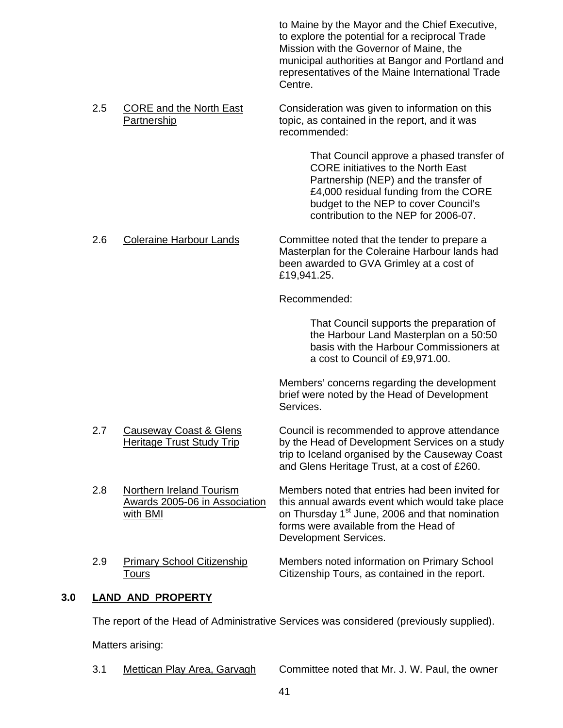to Maine by the Mayor and the Chief Executive, to explore the potential for a reciprocal Trade Mission with the Governor of Maine, the municipal authorities at Bangor and Portland and representatives of the Maine International Trade Centre.

2.5 CORE and the North East Partnership

Consideration was given to information on this topic, as contained in the report, and it was recommended:

> That Council approve a phased transfer of CORE initiatives to the North East Partnership (NEP) and the transfer of £4,000 residual funding from the CORE budget to the NEP to cover Council's contribution to the NEP for 2006-07.

2.6 Coleraine Harbour Lands

Committee noted that the tender to prepare a Masterplan for the Coleraine Harbour lands had been awarded to GVA Grimley at a cost of £19,941.25.

Recommended:

> That Council supports the preparation of the Harbour Land Masterplan on a 50:50 basis with the Harbour Commissioners at a cost to Council of £9,971.00.

Members' concerns regarding the development brief were noted by the Head of Development Services.

2.7 Causeway Coast & Glens Heritage Trust Study Trip

Council is recommended to approve attendance by the Head of Development Services on a study trip to Iceland organised by the Causeway Coast and Glens Heritage Trust, at a cost of £260.

2.8 Northern Ireland Tourism Awards 2005-06 in Association with BMI

Members noted that entries had been invited for this annual awards event which would take place on Thursday 1st June, 2006 and that nomination forms were available from the Head of Development Services.

2.9 Primary School Citizenship Tours

Members noted information on Primary School Citizenship Tours, as contained in the report.

## 3.0 LAND AND PROPERTY

The report of the Head of Administrative Services was considered (previously supplied).

Matters arising:

3.1 Mettican Play Area, Garvagh

Committee noted that Mr. J. W. Paul, the owner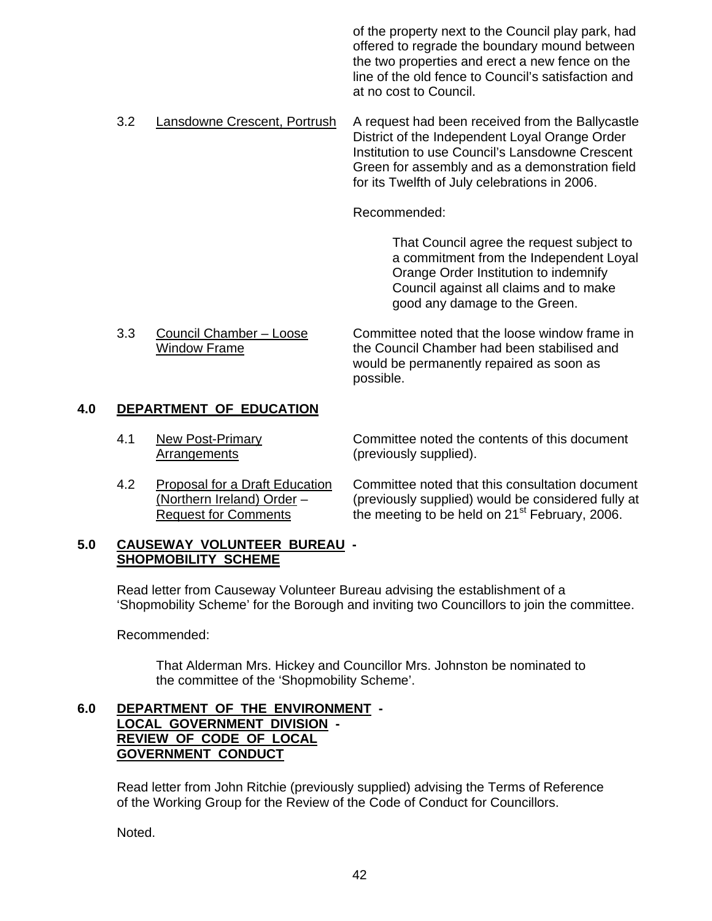of the property next to the Council play park, had offered to regrade the boundary mound between the two properties and erect a new fence on the line of the old fence to Council's satisfaction and at no cost to Council.

3.2 Lansdowne Crescent, Portrush

A request had been received from the Ballycastle District of the Independent Loyal Orange Order Institution to use Council's Lansdowne Crescent Green for assembly and as a demonstration field for its Twelfth of July celebrations in 2006.

Recommended:

> That Council agree the request subject to a commitment from the Independent Loyal Orange Order Institution to indemnify Council against all claims and to make good any damage to the Green.

3.3 Council Chamber – Loose Window Frame

Committee noted that the loose window frame in the Council Chamber had been stabilised and would be permanently repaired as soon as possible.

## 4.0 DEPARTMENT OF EDUCATION

4.1 New Post-Primary Arrangements

Committee noted the contents of this document (previously supplied).

4.2 Proposal for a Draft Education (Northern Ireland) Order – Request for Comments

Committee noted that this consultation document (previously supplied) would be considered fully at the meeting to be held on 21st February, 2006.

## 5.0 CAUSEWAY VOLUNTEER BUREAU - SHOPMOBILITY SCHEME

Read letter from Causeway Volunteer Bureau advising the establishment of a 'Shopmobility Scheme' for the Borough and inviting two Councillors to join the committee.

Recommended:

> That Alderman Mrs. Hickey and Councillor Mrs. Johnston be nominated to the committee of the 'Shopmobility Scheme'.

## 6.0 DEPARTMENT OF THE ENVIRONMENT - LOCAL GOVERNMENT DIVISION - REVIEW OF CODE OF LOCAL GOVERNMENT CONDUCT

Read letter from John Ritchie (previously supplied) advising the Terms of Reference of the Working Group for the Review of the Code of Conduct for Councillors.

Noted.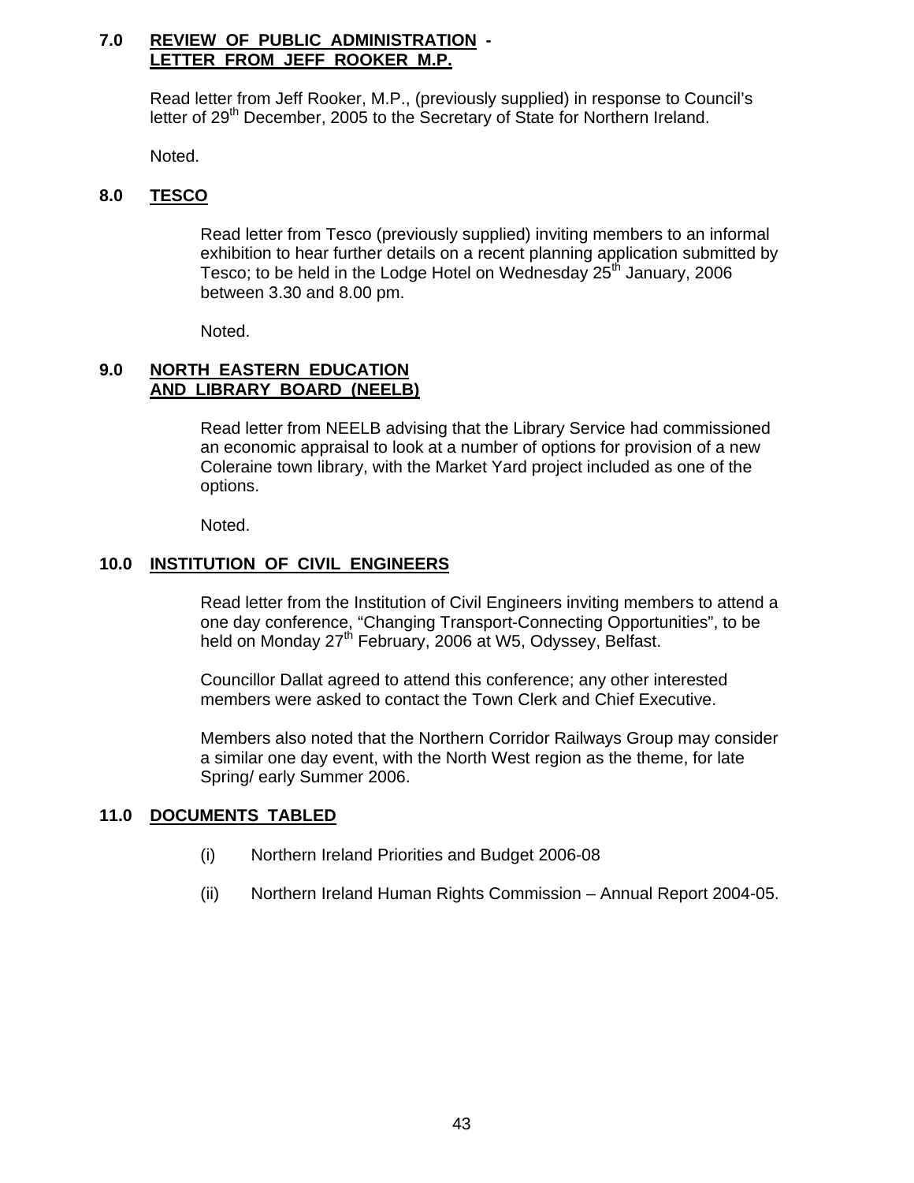## 7.0 REVIEW OF PUBLIC ADMINISTRATION - LETTER FROM JEFF ROOKER M.P.

Read letter from Jeff Rooker, M.P., (previously supplied) in response to Council's letter of 29th December, 2005 to the Secretary of State for Northern Ireland.

Noted.

## 8.0 TESCO

Read letter from Tesco (previously supplied) inviting members to an informal exhibition to hear further details on a recent planning application submitted by Tesco; to be held in the Lodge Hotel on Wednesday 25th January, 2006 between 3.30 and 8.00 pm.

Noted.

## 9.0 NORTH EASTERN EDUCATION AND LIBRARY BOARD (NEELB)

Read letter from NEELB advising that the Library Service had commissioned an economic appraisal to look at a number of options for provision of a new Coleraine town library, with the Market Yard project included as one of the options.

Noted.

## 10.0 INSTITUTION OF CIVIL ENGINEERS

Read letter from the Institution of Civil Engineers inviting members to attend a one day conference, "Changing Transport-Connecting Opportunities", to be held on Monday 27th February, 2006 at W5, Odyssey, Belfast.

Councillor Dallat agreed to attend this conference; any other interested members were asked to contact the Town Clerk and Chief Executive.

Members also noted that the Northern Corridor Railways Group may consider a similar one day event, with the North West region as the theme, for late Spring/ early Summer 2006.

## 11.0 DOCUMENTS TABLED

(i) Northern Ireland Priorities and Budget 2006-08

(ii) Northern Ireland Human Rights Commission – Annual Report 2004-05.